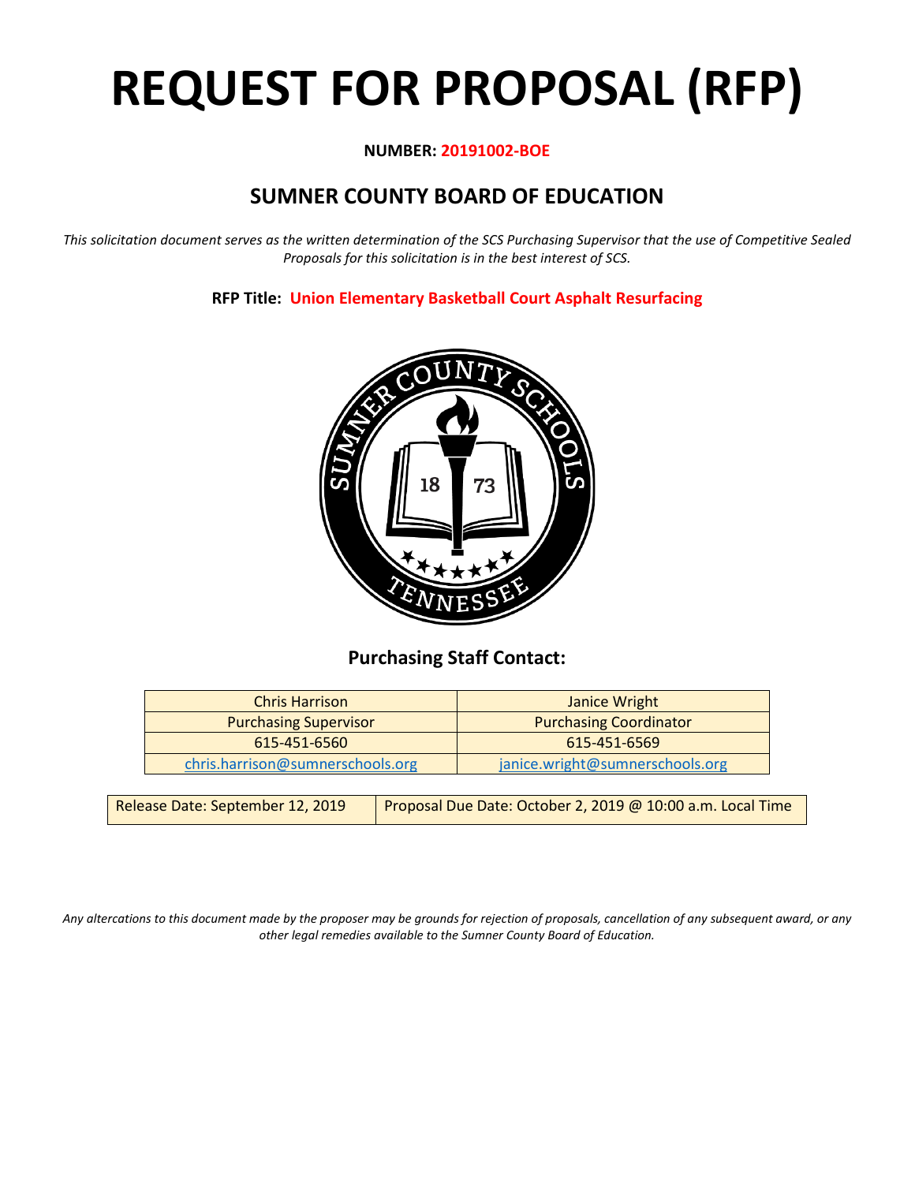# REQUEST FOR PROPOSAL (RFP)

**NUMBER: 20191002-BOE**

## SUMNER COUNTY BOARD OF EDUCATION

*This solicitation document serves as the written determination of the SCS Purchasing Supervisor that the use of Competitive Sealed Proposals for this solicitation is in the best interest of SCS.*

**RFP Title: Union Elementary Basketball Court Asphalt Resurfacing**

### Purchasing Staff Contact:

| Chris Harrison | Janice Wright |
|---|---|
| Purchasing Supervisor | Purchasing Coordinator |
| 615-451-6560 | 615-451-6569 |
| chris.harrison@sumnerschools.org | janice.wright@sumnerschools.org |

| Release Date: September 12, 2019 | Proposal Due Date: October 2, 2019 @ 10:00 a.m. Local Time |
|---|---|

*Any altercations to this document made by the proposer may be grounds for rejection of proposals, cancellation of any subsequent award, or any other legal remedies available to the Sumner County Board of Education.*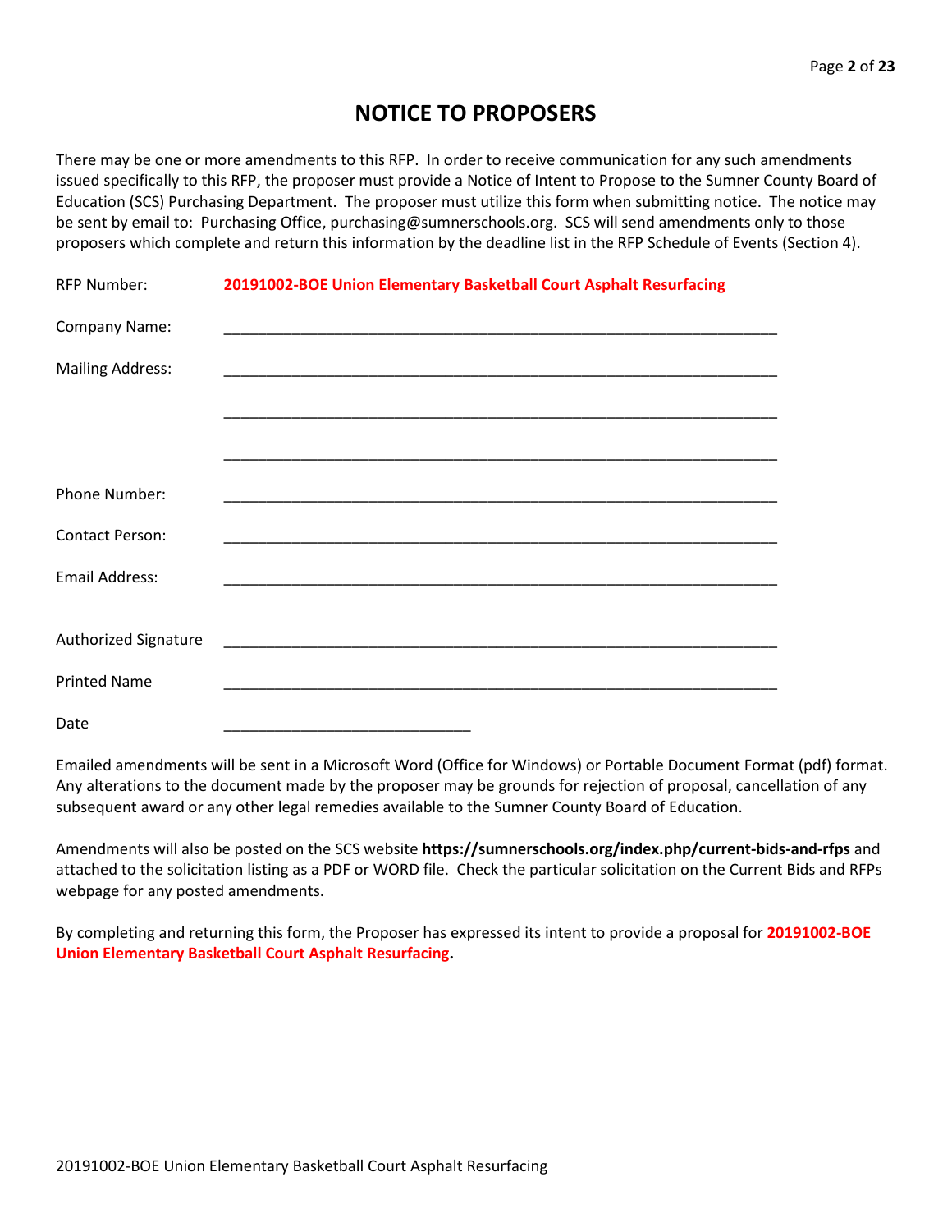# NOTICE TO PROPOSERS

There may be one or more amendments to this RFP. In order to receive communication for any such amendments issued specifically to this RFP, the proposer must provide a Notice of Intent to Propose to the Sumner County Board of Education (SCS) Purchasing Department. The proposer must utilize this form when submitting notice. The notice may be sent by email to: Purchasing Office, purchasing@sumnerschools.org. SCS will send amendments only to those proposers which complete and return this information by the deadline list in the RFP Schedule of Events (Section 4).

RFP Number: **20191002-BOE Union Elementary Basketball Court Asphalt Resurfacing**

Company Name: ____________________________________________________________

Mailing Address: ____________________________________________________________

____________________________________________________________

____________________________________________________________

Phone Number: ____________________________________________________________

Contact Person: ____________________________________________________________

Email Address: ____________________________________________________________

Authorized Signature ____________________________________________________________

Printed Name ____________________________________________________________

Date ____________________________

Emailed amendments will be sent in a Microsoft Word (Office for Windows) or Portable Document Format (pdf) format. Any alterations to the document made by the proposer may be grounds for rejection of proposal, cancellation of any subsequent award or any other legal remedies available to the Sumner County Board of Education.

Amendments will also be posted on the SCS website **https://sumnerschools.org/index.php/current-bids-and-rfps** and attached to the solicitation listing as a PDF or WORD file. Check the particular solicitation on the Current Bids and RFPs webpage for any posted amendments.

By completing and returning this form, the Proposer has expressed its intent to provide a proposal for **20191002-BOE Union Elementary Basketball Court Asphalt Resurfacing.**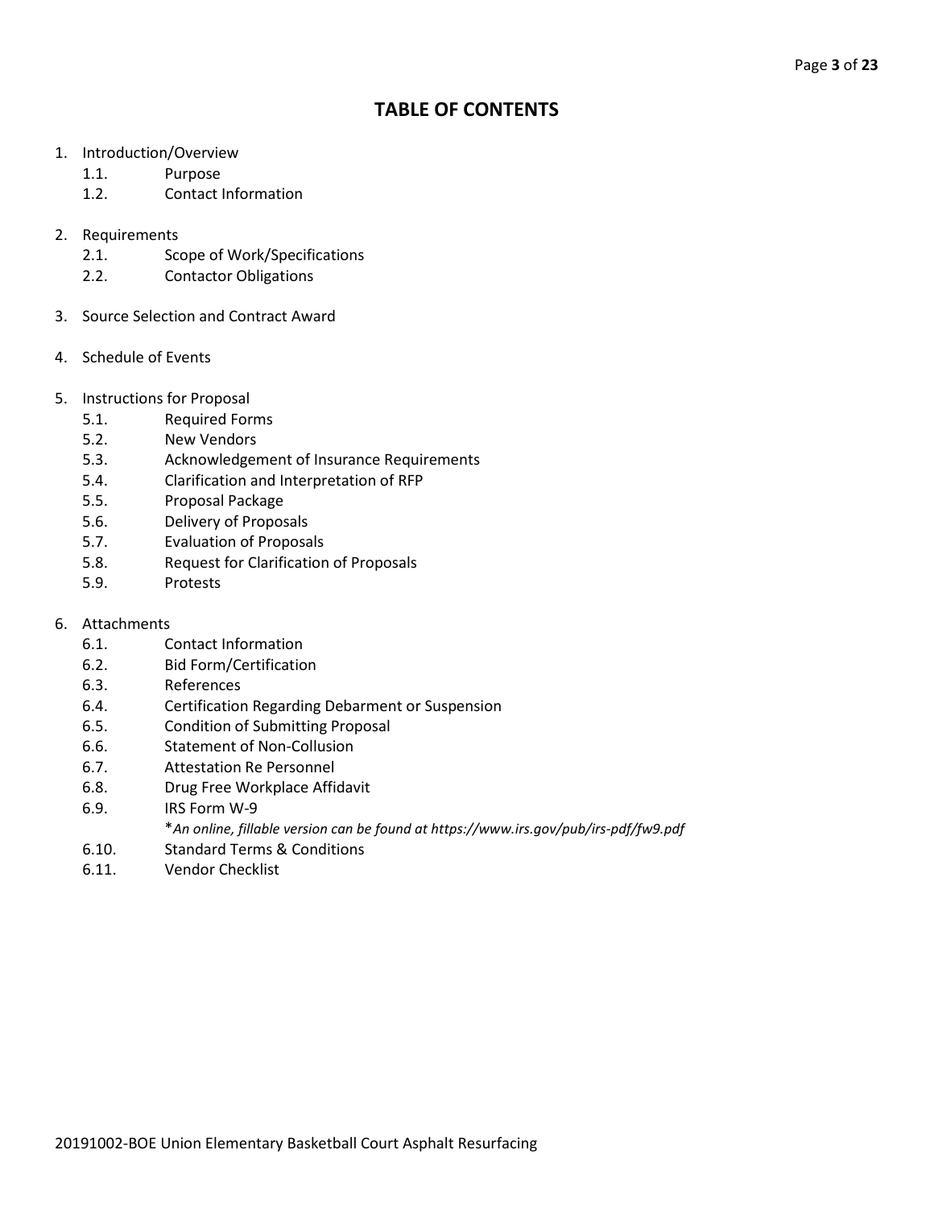# TABLE OF CONTENTS

1. Introduction/Overview
   1.1. Purpose
   1.2. Contact Information

2. Requirements
   2.1. Scope of Work/Specifications
   2.2. Contactor Obligations

3. Source Selection and Contract Award

4. Schedule of Events

5. Instructions for Proposal
   5.1. Required Forms
   5.2. New Vendors
   5.3. Acknowledgement of Insurance Requirements
   5.4. Clarification and Interpretation of RFP
   5.5. Proposal Package
   5.6. Delivery of Proposals
   5.7. Evaluation of Proposals
   5.8. Request for Clarification of Proposals
   5.9. Protests

6. Attachments
   6.1. Contact Information
   6.2. Bid Form/Certification
   6.3. References
   6.4. Certification Regarding Debarment or Suspension
   6.5. Condition of Submitting Proposal
   6.6. Statement of Non-Collusion
   6.7. Attestation Re Personnel
   6.8. Drug Free Workplace Affidavit
   6.9. IRS Form W-9
   *\*An online, fillable version can be found at https://www.irs.gov/pub/irs-pdf/fw9.pdf*
   6.10. Standard Terms & Conditions
   6.11. Vendor Checklist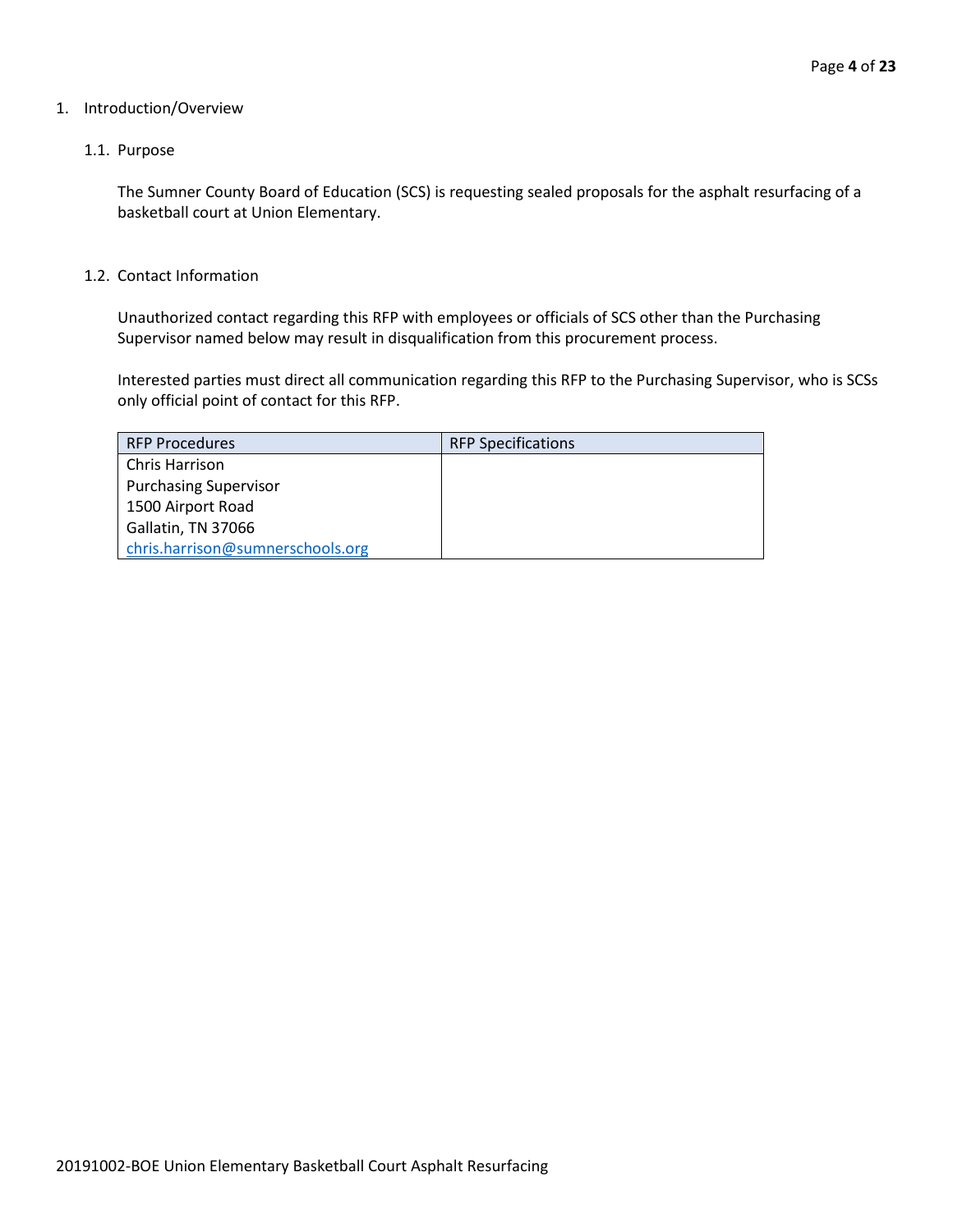1. Introduction/Overview

## 1.1. Purpose

The Sumner County Board of Education (SCS) is requesting sealed proposals for the asphalt resurfacing of a basketball court at Union Elementary.

## 1.2. Contact Information

Unauthorized contact regarding this RFP with employees or officials of SCS other than the Purchasing Supervisor named below may result in disqualification from this procurement process.

Interested parties must direct all communication regarding this RFP to the Purchasing Supervisor, who is SCSs only official point of contact for this RFP.

| RFP Procedures | RFP Specifications |
|---|---|
| Chris Harrison<br>Purchasing Supervisor<br>1500 Airport Road<br>Gallatin, TN 37066<br>chris.harrison@sumnerschools.org | |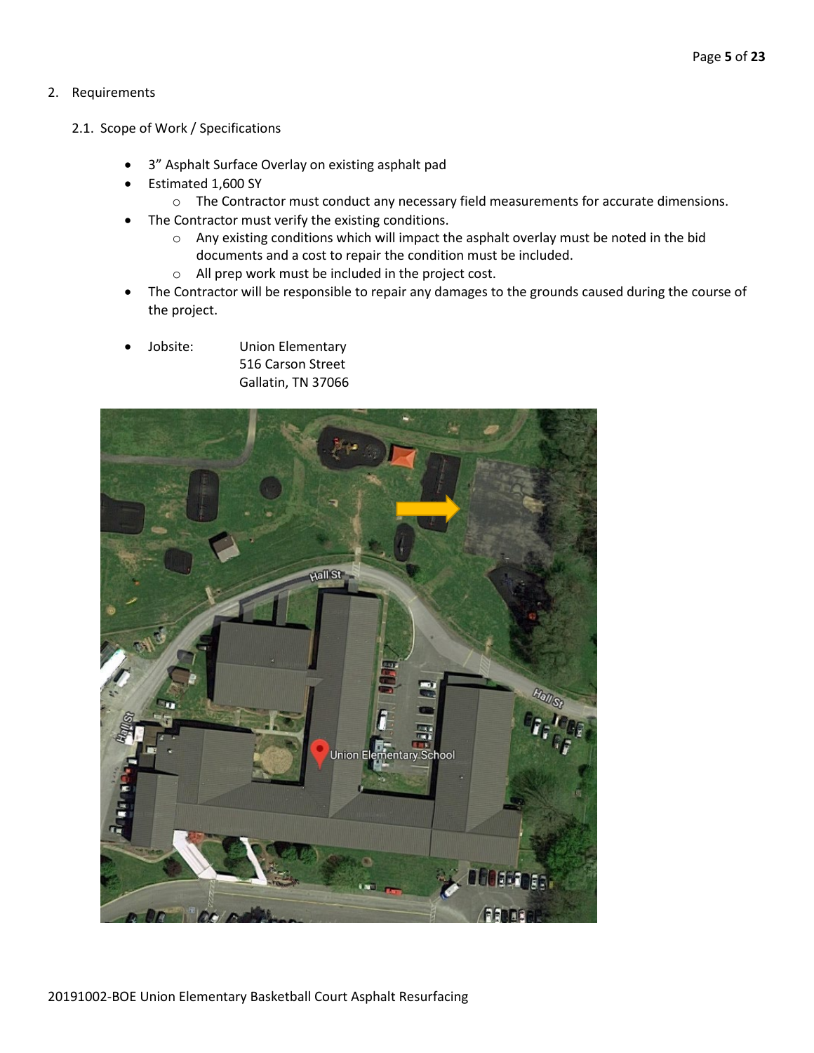## 2. Requirements

### 2.1. Scope of Work / Specifications

- 3" Asphalt Surface Overlay on existing asphalt pad
- Estimated 1,600 SY
  - The Contractor must conduct any necessary field measurements for accurate dimensions.
- The Contractor must verify the existing conditions.
  - Any existing conditions which will impact the asphalt overlay must be noted in the bid documents and a cost to repair the condition must be included.
  - All prep work must be included in the project cost.
- The Contractor will be responsible to repair any damages to the grounds caused during the course of the project.

- Jobsite: Union Elementary
  516 Carson Street
  Gallatin, TN 37066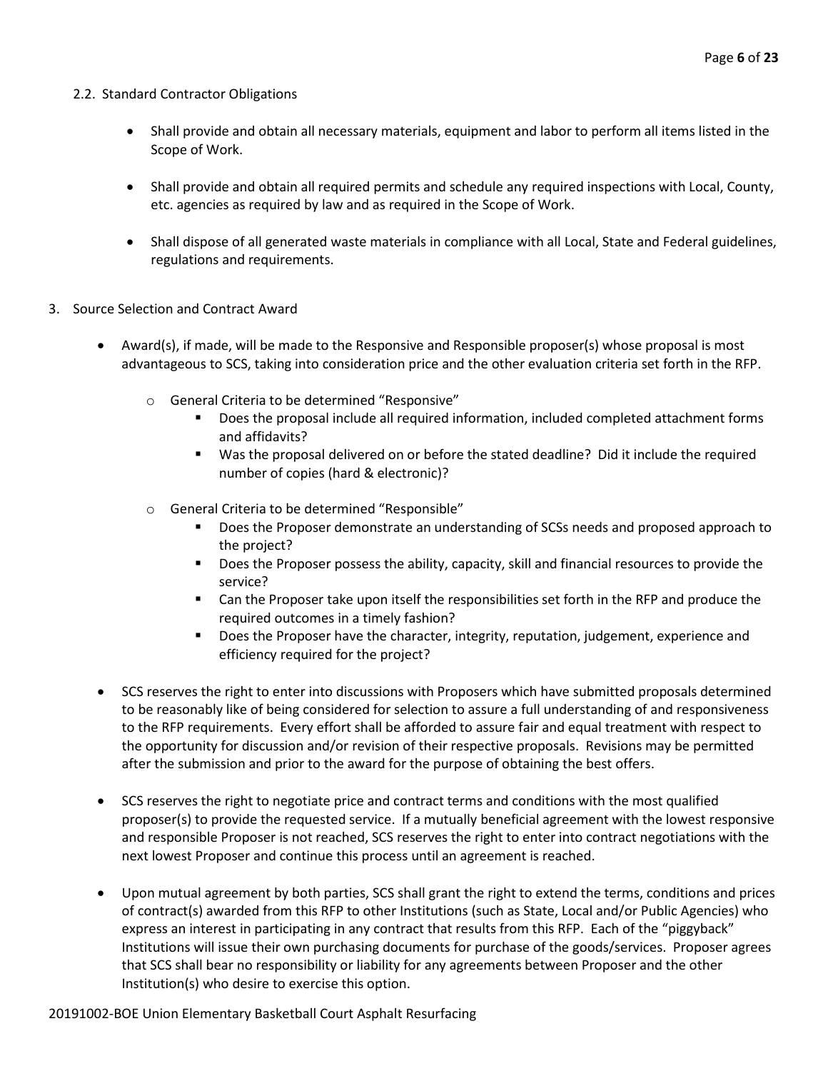2.2. Standard Contractor Obligations

- Shall provide and obtain all necessary materials, equipment and labor to perform all items listed in the Scope of Work.

- Shall provide and obtain all required permits and schedule any required inspections with Local, County, etc. agencies as required by law and as required in the Scope of Work.

- Shall dispose of all generated waste materials in compliance with all Local, State and Federal guidelines, regulations and requirements.

3. Source Selection and Contract Award

- Award(s), if made, will be made to the Responsive and Responsible proposer(s) whose proposal is most advantageous to SCS, taking into consideration price and the other evaluation criteria set forth in the RFP.
    - General Criteria to be determined "Responsive"
        - Does the proposal include all required information, included completed attachment forms and affidavits?
        - Was the proposal delivered on or before the stated deadline? Did it include the required number of copies (hard & electronic)?
    - General Criteria to be determined "Responsible"
        - Does the Proposer demonstrate an understanding of SCSs needs and proposed approach to the project?
        - Does the Proposer possess the ability, capacity, skill and financial resources to provide the service?
        - Can the Proposer take upon itself the responsibilities set forth in the RFP and produce the required outcomes in a timely fashion?
        - Does the Proposer have the character, integrity, reputation, judgement, experience and efficiency required for the project?

- SCS reserves the right to enter into discussions with Proposers which have submitted proposals determined to be reasonably like of being considered for selection to assure a full understanding of and responsiveness to the RFP requirements. Every effort shall be afforded to assure fair and equal treatment with respect to the opportunity for discussion and/or revision of their respective proposals. Revisions may be permitted after the submission and prior to the award for the purpose of obtaining the best offers.

- SCS reserves the right to negotiate price and contract terms and conditions with the most qualified proposer(s) to provide the requested service. If a mutually beneficial agreement with the lowest responsive and responsible Proposer is not reached, SCS reserves the right to enter into contract negotiations with the next lowest Proposer and continue this process until an agreement is reached.

- Upon mutual agreement by both parties, SCS shall grant the right to extend the terms, conditions and prices of contract(s) awarded from this RFP to other Institutions (such as State, Local and/or Public Agencies) who express an interest in participating in any contract that results from this RFP. Each of the "piggyback" Institutions will issue their own purchasing documents for purchase of the goods/services. Proposer agrees that SCS shall bear no responsibility or liability for any agreements between Proposer and the other Institution(s) who desire to exercise this option.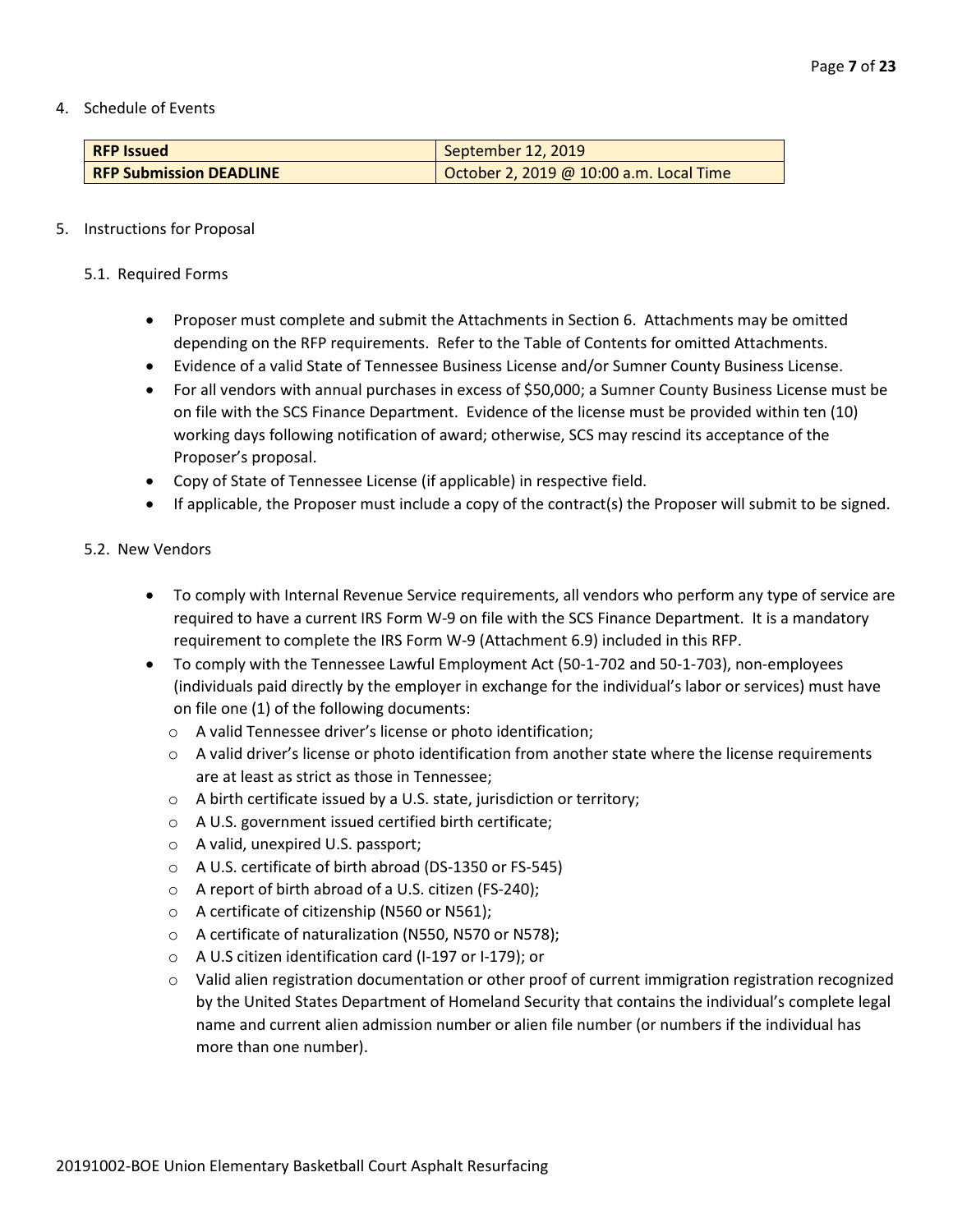4. Schedule of Events

| **RFP Issued** | September 12, 2019 |
|---|---|
| **RFP Submission DEADLINE** | October 2, 2019 @ 10:00 a.m. Local Time |

5. Instructions for Proposal

5.1. Required Forms

- Proposer must complete and submit the Attachments in Section 6. Attachments may be omitted depending on the RFP requirements. Refer to the Table of Contents for omitted Attachments.
- Evidence of a valid State of Tennessee Business License and/or Sumner County Business License.
- For all vendors with annual purchases in excess of $50,000; a Sumner County Business License must be on file with the SCS Finance Department. Evidence of the license must be provided within ten (10) working days following notification of award; otherwise, SCS may rescind its acceptance of the Proposer's proposal.
- Copy of State of Tennessee License (if applicable) in respective field.
- If applicable, the Proposer must include a copy of the contract(s) the Proposer will submit to be signed.

5.2. New Vendors

- To comply with Internal Revenue Service requirements, all vendors who perform any type of service are required to have a current IRS Form W-9 on file with the SCS Finance Department. It is a mandatory requirement to complete the IRS Form W-9 (Attachment 6.9) included in this RFP.
- To comply with the Tennessee Lawful Employment Act (50-1-702 and 50-1-703), non-employees (individuals paid directly by the employer in exchange for the individual's labor or services) must have on file one (1) of the following documents:
  - A valid Tennessee driver's license or photo identification;
  - A valid driver's license or photo identification from another state where the license requirements are at least as strict as those in Tennessee;
  - A birth certificate issued by a U.S. state, jurisdiction or territory;
  - A U.S. government issued certified birth certificate;
  - A valid, unexpired U.S. passport;
  - A U.S. certificate of birth abroad (DS-1350 or FS-545)
  - A report of birth abroad of a U.S. citizen (FS-240);
  - A certificate of citizenship (N560 or N561);
  - A certificate of naturalization (N550, N570 or N578);
  - A U.S citizen identification card (I-197 or I-179); or
  - Valid alien registration documentation or other proof of current immigration registration recognized by the United States Department of Homeland Security that contains the individual's complete legal name and current alien admission number or alien file number (or numbers if the individual has more than one number).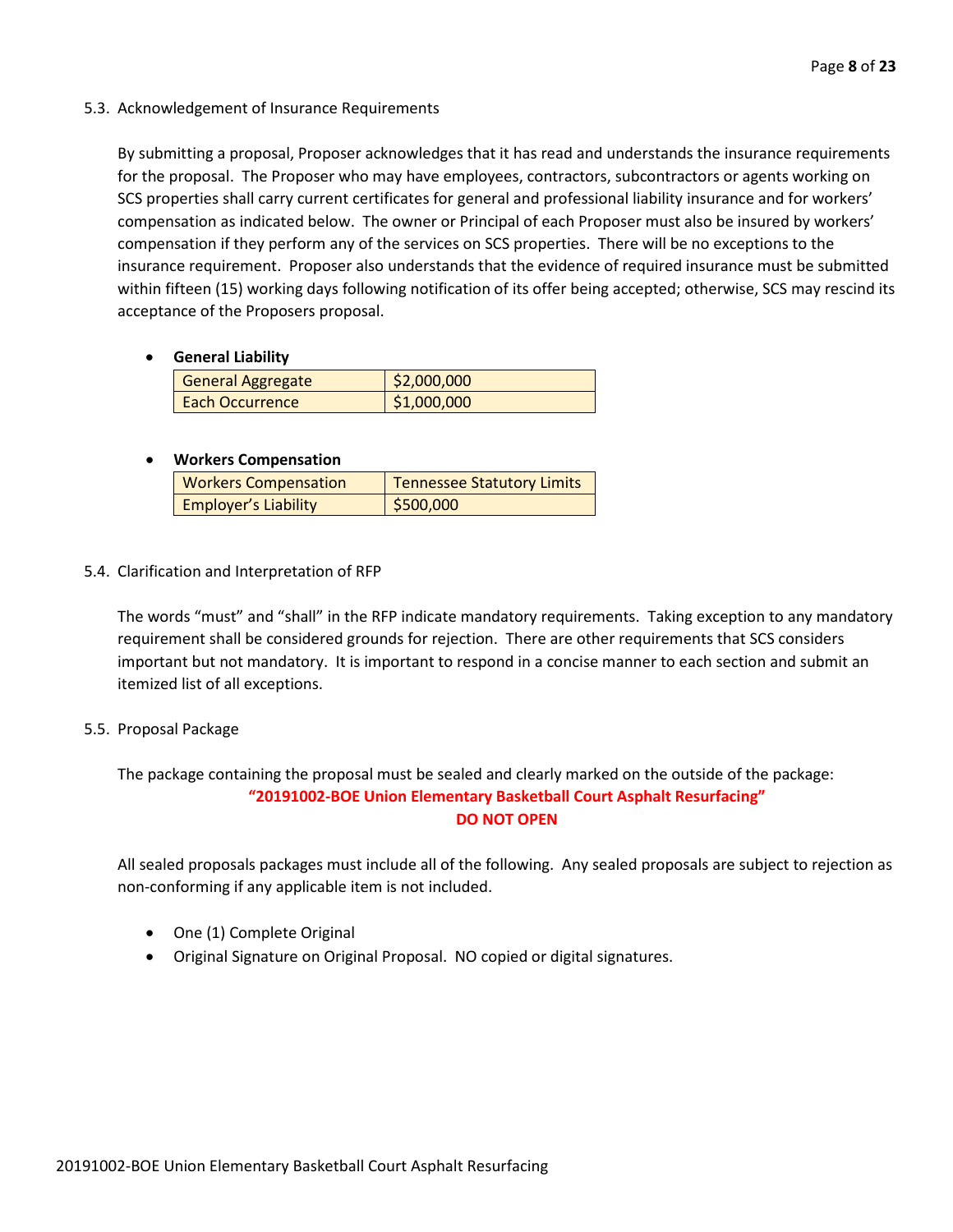### 5.3. Acknowledgement of Insurance Requirements

By submitting a proposal, Proposer acknowledges that it has read and understands the insurance requirements for the proposal. The Proposer who may have employees, contractors, subcontractors or agents working on SCS properties shall carry current certificates for general and professional liability insurance and for workers' compensation as indicated below. The owner or Principal of each Proposer must also be insured by workers' compensation if they perform any of the services on SCS properties. There will be no exceptions to the insurance requirement. Proposer also understands that the evidence of required insurance must be submitted within fifteen (15) working days following notification of its offer being accepted; otherwise, SCS may rescind its acceptance of the Proposers proposal.

- **General Liability**

| General Aggregate | $2,000,000 |
|---|---|
| Each Occurrence | $1,000,000 |

- **Workers Compensation**

| Workers Compensation | Tennessee Statutory Limits |
|---|---|
| Employer's Liability | $500,000 |

### 5.4. Clarification and Interpretation of RFP

The words "must" and "shall" in the RFP indicate mandatory requirements. Taking exception to any mandatory requirement shall be considered grounds for rejection. There are other requirements that SCS considers important but not mandatory. It is important to respond in a concise manner to each section and submit an itemized list of all exceptions.

### 5.5. Proposal Package

The package containing the proposal must be sealed and clearly marked on the outside of the package:

**"20191002-BOE Union Elementary Basketball Court Asphalt Resurfacing"**
**DO NOT OPEN**

All sealed proposals packages must include all of the following. Any sealed proposals are subject to rejection as non-conforming if any applicable item is not included.

- One (1) Complete Original
- Original Signature on Original Proposal. NO copied or digital signatures.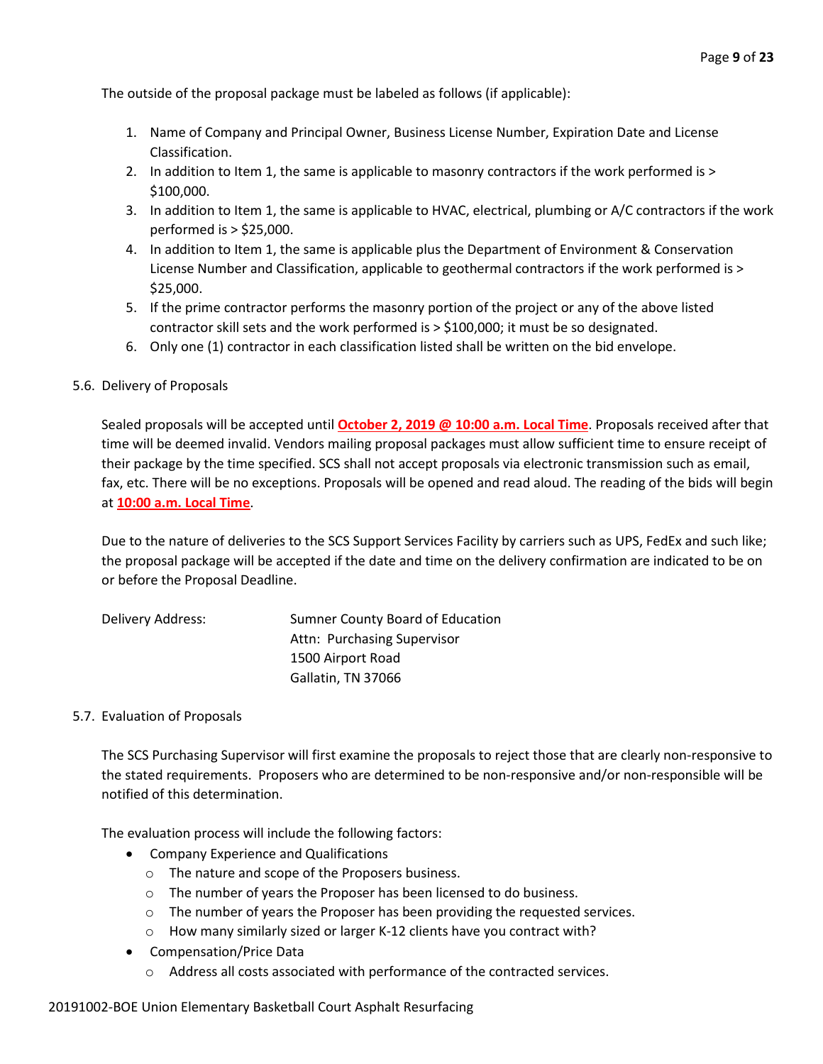The outside of the proposal package must be labeled as follows (if applicable):

1. Name of Company and Principal Owner, Business License Number, Expiration Date and License Classification.
2. In addition to Item 1, the same is applicable to masonry contractors if the work performed is > $100,000.
3. In addition to Item 1, the same is applicable to HVAC, electrical, plumbing or A/C contractors if the work performed is > $25,000.
4. In addition to Item 1, the same is applicable plus the Department of Environment & Conservation License Number and Classification, applicable to geothermal contractors if the work performed is > $25,000.
5. If the prime contractor performs the masonry portion of the project or any of the above listed contractor skill sets and the work performed is > $100,000; it must be so designated.
6. Only one (1) contractor in each classification listed shall be written on the bid envelope.

5.6. Delivery of Proposals

Sealed proposals will be accepted until **October 2, 2019 @ 10:00 a.m. Local Time**. Proposals received after that time will be deemed invalid. Vendors mailing proposal packages must allow sufficient time to ensure receipt of their package by the time specified. SCS shall not accept proposals via electronic transmission such as email, fax, etc. There will be no exceptions. Proposals will be opened and read aloud. The reading of the bids will begin at **10:00 a.m. Local Time**.

Due to the nature of deliveries to the SCS Support Services Facility by carriers such as UPS, FedEx and such like; the proposal package will be accepted if the date and time on the delivery confirmation are indicated to be on or before the Proposal Deadline.

Delivery Address:
Sumner County Board of Education
Attn: Purchasing Supervisor
1500 Airport Road
Gallatin, TN 37066

5.7. Evaluation of Proposals

The SCS Purchasing Supervisor will first examine the proposals to reject those that are clearly non-responsive to the stated requirements. Proposers who are determined to be non-responsive and/or non-responsible will be notified of this determination.

The evaluation process will include the following factors:

- Company Experience and Qualifications
  - The nature and scope of the Proposers business.
  - The number of years the Proposer has been licensed to do business.
  - The number of years the Proposer has been providing the requested services.
  - How many similarly sized or larger K-12 clients have you contract with?
- Compensation/Price Data
  - Address all costs associated with performance of the contracted services.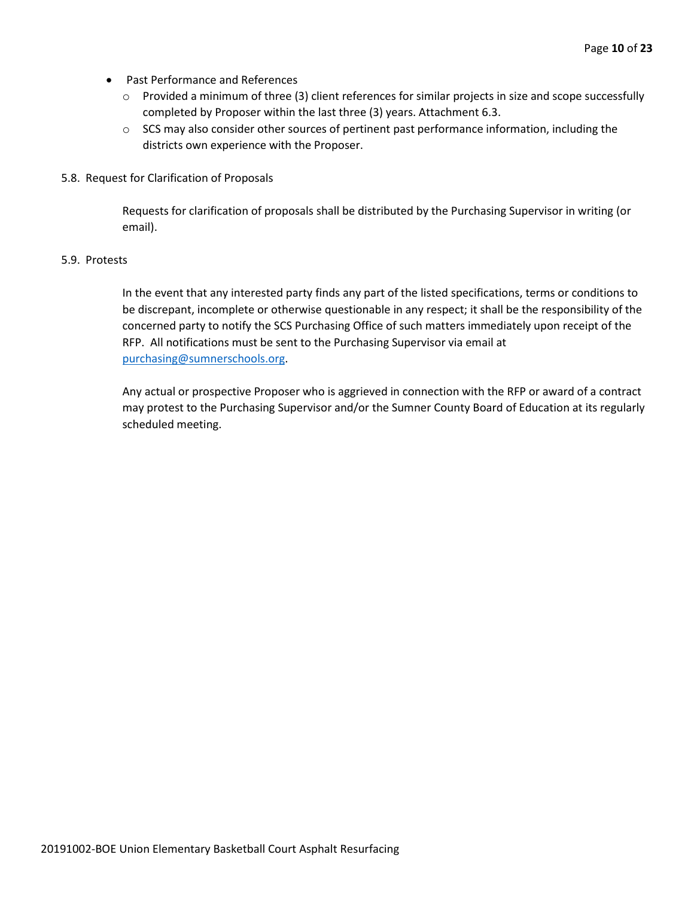- Past Performance and References
  - Provided a minimum of three (3) client references for similar projects in size and scope successfully completed by Proposer within the last three (3) years. Attachment 6.3.
  - SCS may also consider other sources of pertinent past performance information, including the districts own experience with the Proposer.

5.8. Request for Clarification of Proposals

Requests for clarification of proposals shall be distributed by the Purchasing Supervisor in writing (or email).

5.9. Protests

In the event that any interested party finds any part of the listed specifications, terms or conditions to be discrepant, incomplete or otherwise questionable in any respect; it shall be the responsibility of the concerned party to notify the SCS Purchasing Office of such matters immediately upon receipt of the RFP. All notifications must be sent to the Purchasing Supervisor via email at purchasing@sumnerschools.org.

Any actual or prospective Proposer who is aggrieved in connection with the RFP or award of a contract may protest to the Purchasing Supervisor and/or the Sumner County Board of Education at its regularly scheduled meeting.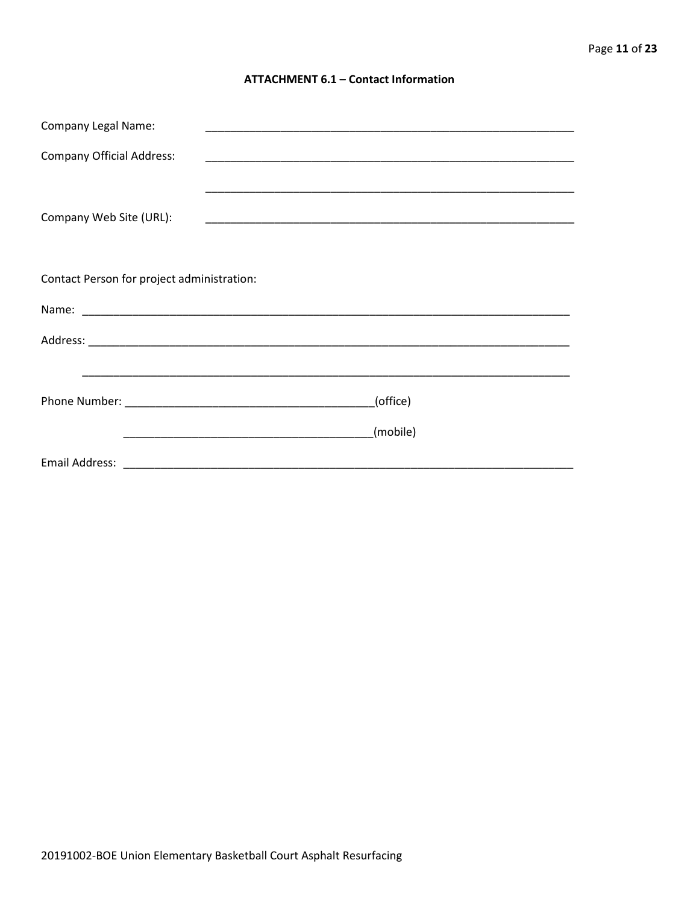**ATTACHMENT 6.1 – Contact Information**

Company Legal Name: ____________________________________________________________

Company Official Address: ____________________________________________________________

____________________________________________________________

Company Web Site (URL): ____________________________________________________________

Contact Person for project administration:

Name: ________________________________________________________________________________

Address: ________________________________________________________________________________

________________________________________________________________________________

Phone Number: ________________________________________(office)

________________________________________(mobile)

Email Address: ____________________________________________________________________________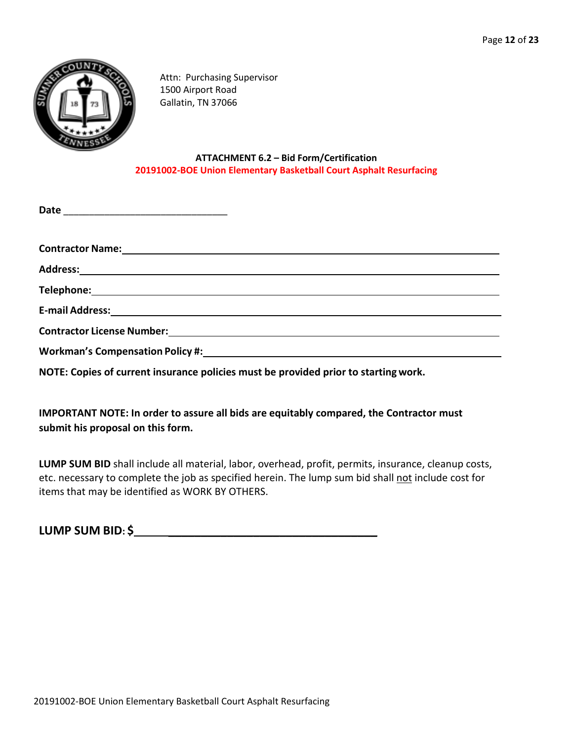Attn: Purchasing Supervisor
1500 Airport Road
Gallatin, TN 37066

**ATTACHMENT 6.2 – Bid Form/Certification**
**20191002-BOE Union Elementary Basketball Court Asphalt Resurfacing**

**Date** ______________________________

**Contractor Name:**_______________________________________________

**Address:**_______________________________________________

**Telephone:**_______________________________________________

**E-mail Address:**_______________________________________________

**Contractor License Number:**_______________________________________________

**Workman's Compensation Policy #:**_______________________________________________

**NOTE: Copies of current insurance policies must be provided prior to starting work.**

**IMPORTANT NOTE: In order to assure all bids are equitably compared, the Contractor must submit his proposal on this form.**

**LUMP SUM BID** shall include all material, labor, overhead, profit, permits, insurance, cleanup costs, etc. necessary to complete the job as specified herein. The lump sum bid shall not include cost for items that may be identified as WORK BY OTHERS.

**LUMP SUM BID: $**_______________________________________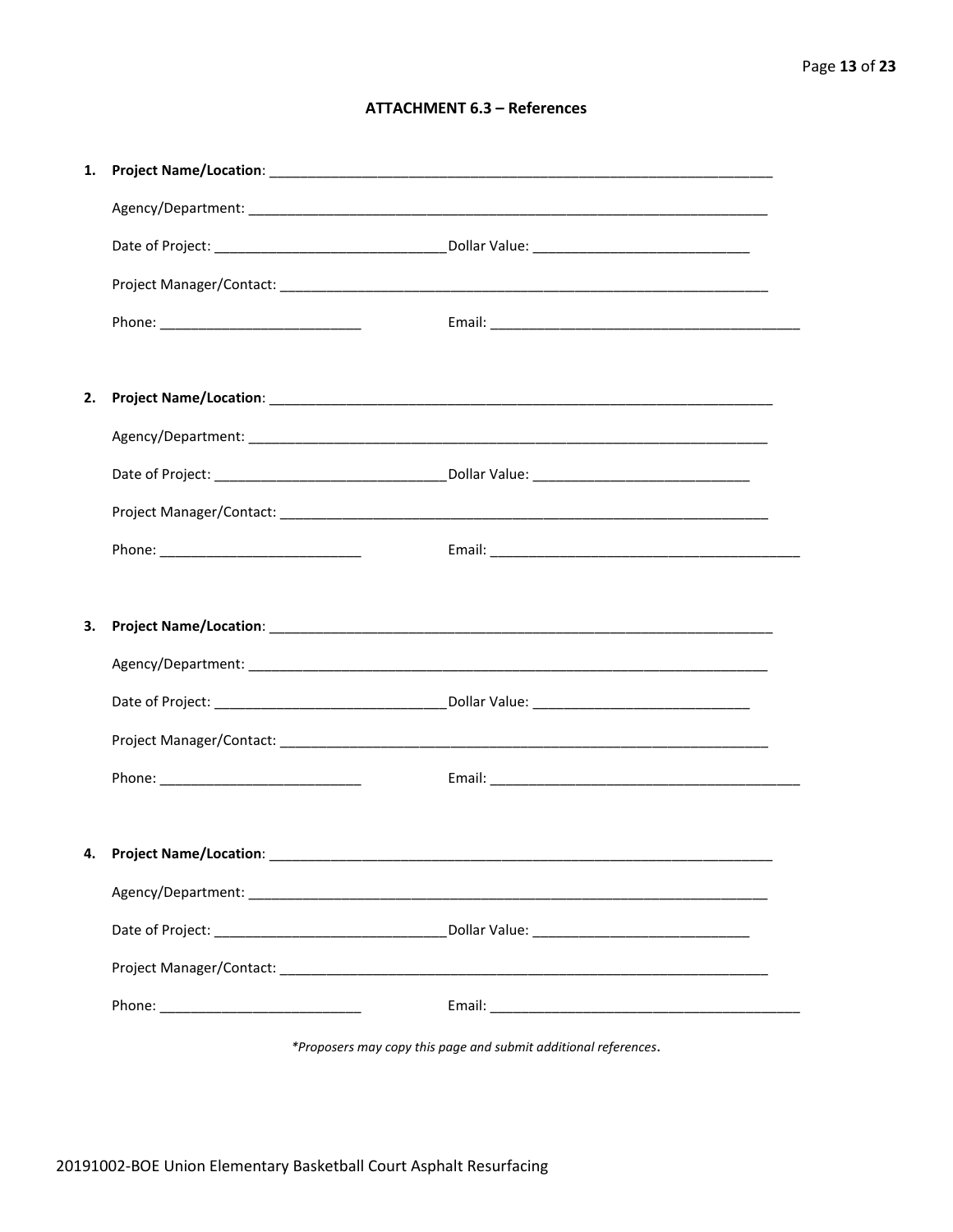### ATTACHMENT 6.3 – References

1. **Project Name/Location**: ____________________________________________________________________

   Agency/Department: ____________________________________________________________________

   Date of Project: ______________________________ Dollar Value: ____________________________

   Project Manager/Contact: ___________________________________________________________________

   Phone: __________________________ Email: __________________________________________

2. **Project Name/Location**: ____________________________________________________________________

   Agency/Department: ____________________________________________________________________

   Date of Project: ______________________________ Dollar Value: ____________________________

   Project Manager/Contact: ___________________________________________________________________

   Phone: __________________________ Email: __________________________________________

3. **Project Name/Location**: ____________________________________________________________________

   Agency/Department: ____________________________________________________________________

   Date of Project: ______________________________ Dollar Value: ____________________________

   Project Manager/Contact: ___________________________________________________________________

   Phone: __________________________ Email: __________________________________________

4. **Project Name/Location**: ____________________________________________________________________

   Agency/Department: ____________________________________________________________________

   Date of Project: ______________________________ Dollar Value: ____________________________

   Project Manager/Contact: ___________________________________________________________________

   Phone: __________________________ Email: __________________________________________

*\*Proposers may copy this page and submit additional references.*

20191002-BOE Union Elementary Basketball Court Asphalt Resurfacing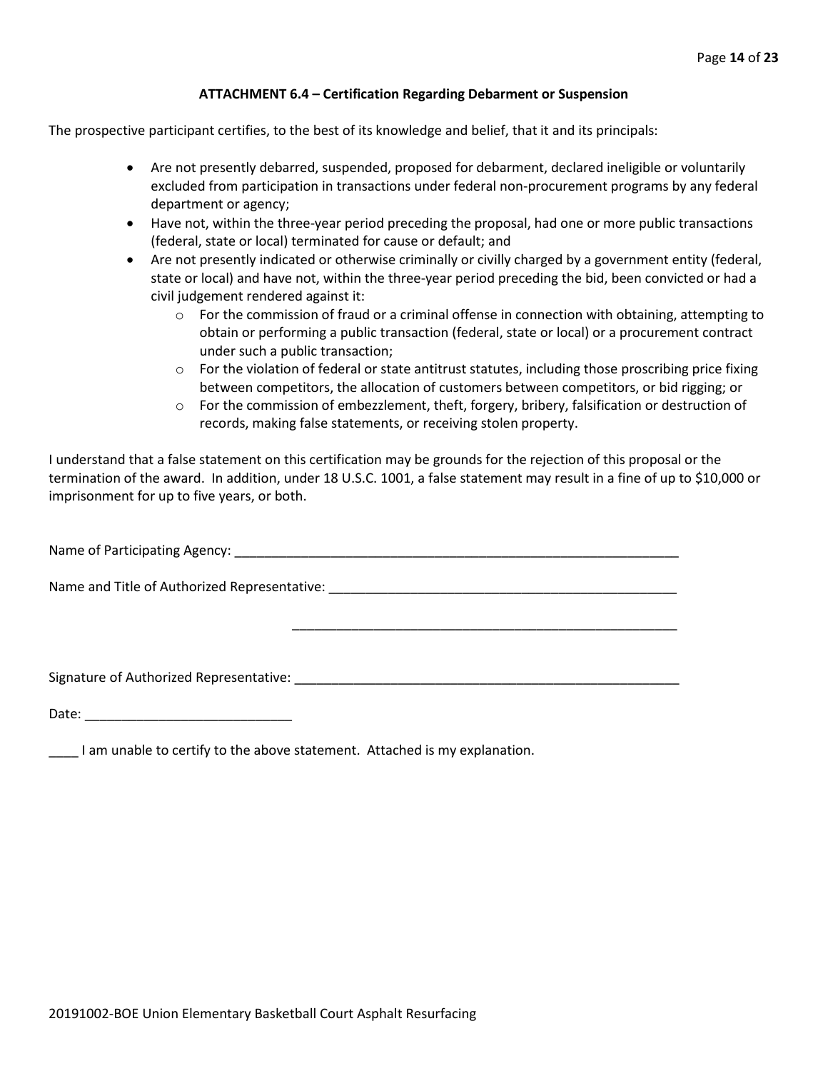**ATTACHMENT 6.4 – Certification Regarding Debarment or Suspension**

The prospective participant certifies, to the best of its knowledge and belief, that it and its principals:

- Are not presently debarred, suspended, proposed for debarment, declared ineligible or voluntarily excluded from participation in transactions under federal non-procurement programs by any federal department or agency;
- Have not, within the three-year period preceding the proposal, had one or more public transactions (federal, state or local) terminated for cause or default; and
- Are not presently indicated or otherwise criminally or civilly charged by a government entity (federal, state or local) and have not, within the three-year period preceding the bid, been convicted or had a civil judgement rendered against it:
  - For the commission of fraud or a criminal offense in connection with obtaining, attempting to obtain or performing a public transaction (federal, state or local) or a procurement contract under such a public transaction;
  - For the violation of federal or state antitrust statutes, including those proscribing price fixing between competitors, the allocation of customers between competitors, or bid rigging; or
  - For the commission of embezzlement, theft, forgery, bribery, falsification or destruction of records, making false statements, or receiving stolen property.

I understand that a false statement on this certification may be grounds for the rejection of this proposal or the termination of the award. In addition, under 18 U.S.C. 1001, a false statement may result in a fine of up to $10,000 or imprisonment for up to five years, or both.

Name of Participating Agency: ________________________________________________________________

Name and Title of Authorized Representative: ___________________________________________________

_______________________________________________________

Signature of Authorized Representative: ________________________________________________________

Date: ____________________________

____ I am unable to certify to the above statement. Attached is my explanation.

20191002-BOE Union Elementary Basketball Court Asphalt Resurfacing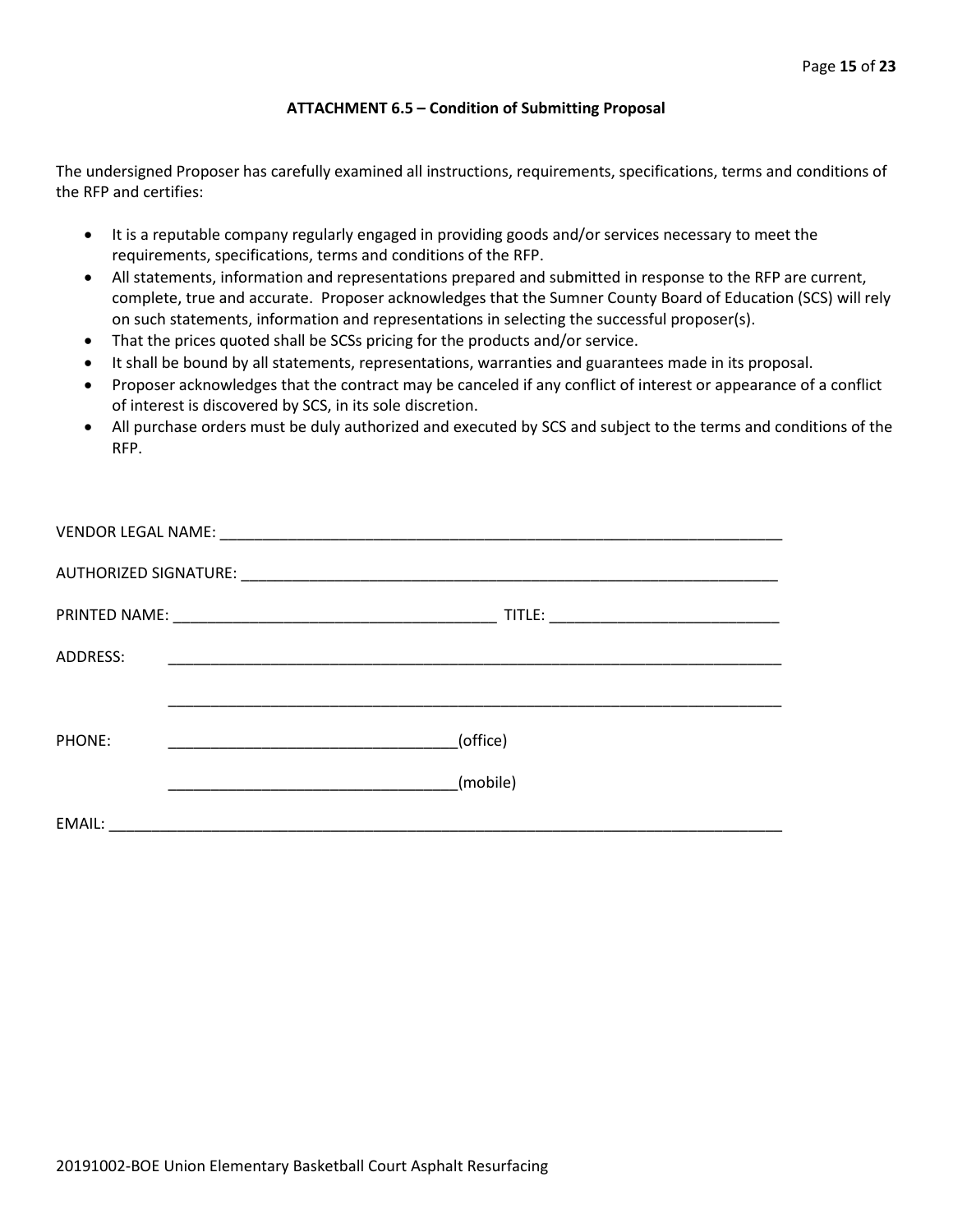### ATTACHMENT 6.5 – Condition of Submitting Proposal

The undersigned Proposer has carefully examined all instructions, requirements, specifications, terms and conditions of the RFP and certifies:

- It is a reputable company regularly engaged in providing goods and/or services necessary to meet the requirements, specifications, terms and conditions of the RFP.
- All statements, information and representations prepared and submitted in response to the RFP are current, complete, true and accurate. Proposer acknowledges that the Sumner County Board of Education (SCS) will rely on such statements, information and representations in selecting the successful proposer(s).
- That the prices quoted shall be SCSs pricing for the products and/or service.
- It shall be bound by all statements, representations, warranties and guarantees made in its proposal.
- Proposer acknowledges that the contract may be canceled if any conflict of interest or appearance of a conflict of interest is discovered by SCS, in its sole discretion.
- All purchase orders must be duly authorized and executed by SCS and subject to the terms and conditions of the RFP.

VENDOR LEGAL NAME: ____________________________________________________________________

AUTHORIZED SIGNATURE: _________________________________________________________________

PRINTED NAME: _______________________________________ TITLE: ___________________________

ADDRESS: ___________________________________________________________________________

___________________________________________________________________________

PHONE: __________________________________(office)

__________________________________(mobile)

EMAIL: _____________________________________________________________________________

20191002-BOE Union Elementary Basketball Court Asphalt Resurfacing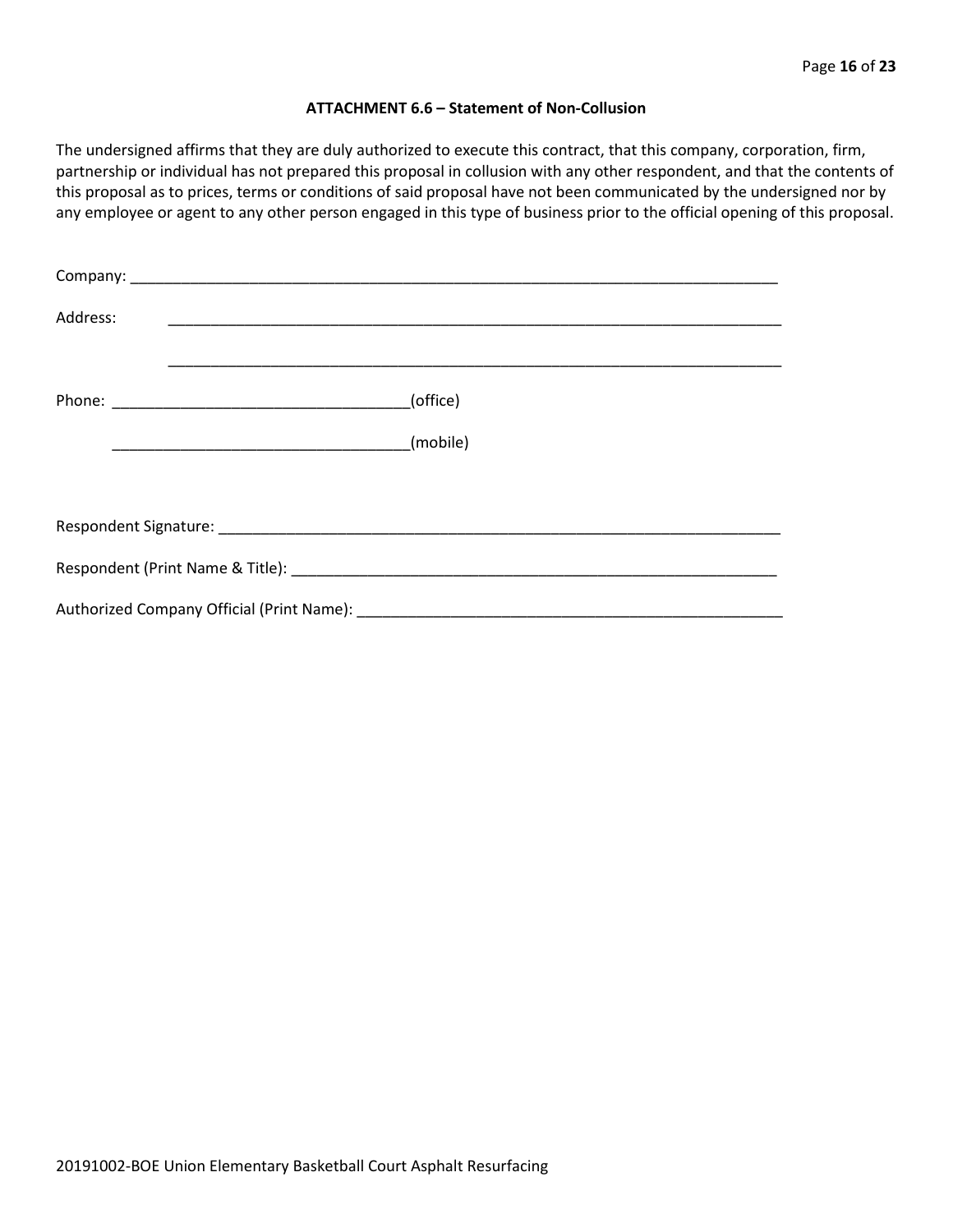**ATTACHMENT 6.6 – Statement of Non-Collusion**

The undersigned affirms that they are duly authorized to execute this contract, that this company, corporation, firm, partnership or individual has not prepared this proposal in collusion with any other respondent, and that the contents of this proposal as to prices, terms or conditions of said proposal have not been communicated by the undersigned nor by any employee or agent to any other person engaged in this type of business prior to the official opening of this proposal.

Company: ___________________________________________________________________________

Address: ___________________________________________________________________________

___________________________________________________________________________

Phone: ___________________________________(office)

___________________________________(mobile)

Respondent Signature: ______________________________________________________________

Respondent (Print Name & Title): _____________________________________________________

Authorized Company Official (Print Name): _____________________________________________

20191002-BOE Union Elementary Basketball Court Asphalt Resurfacing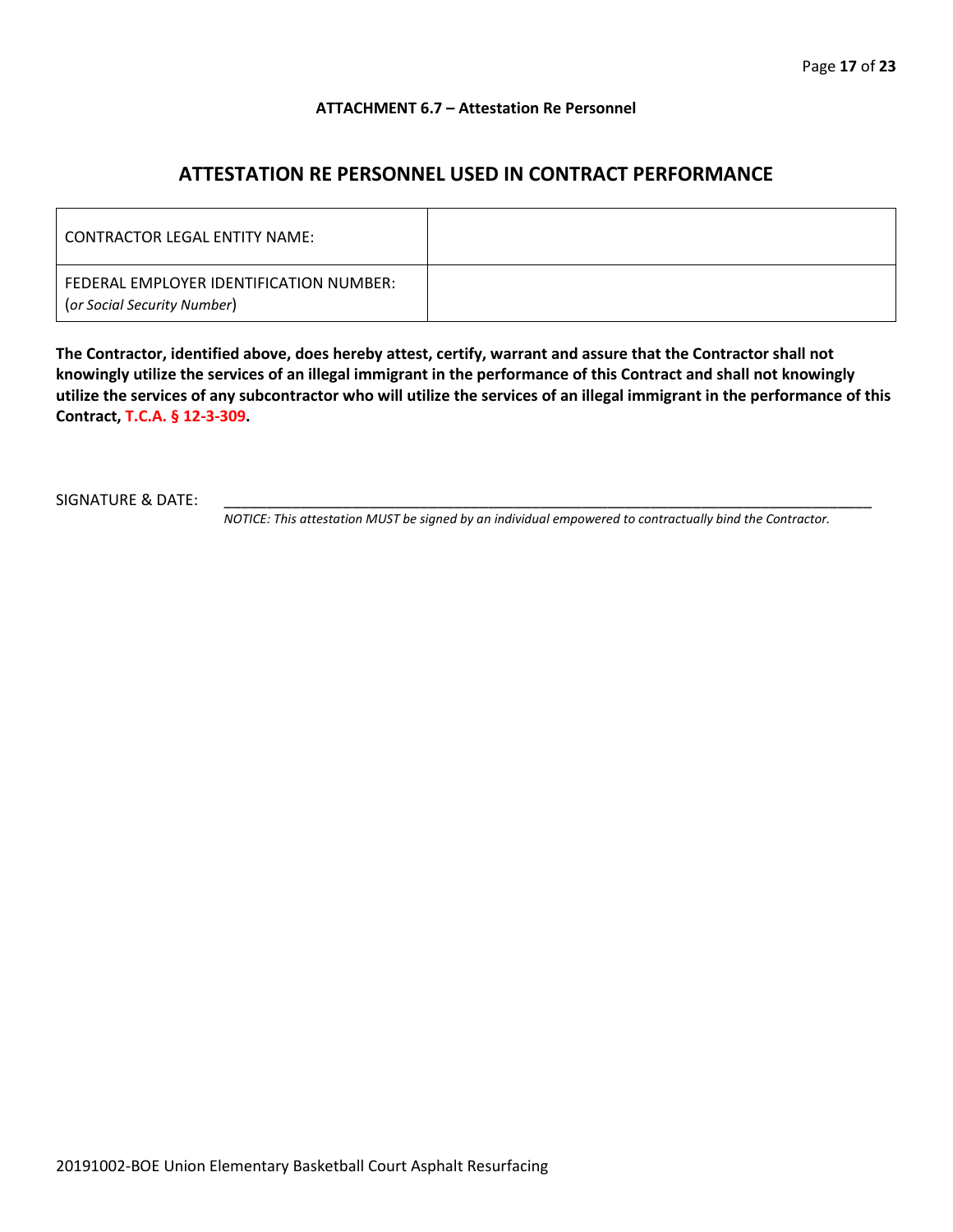**ATTACHMENT 6.7 – Attestation Re Personnel**

## ATTESTATION RE PERSONNEL USED IN CONTRACT PERFORMANCE

| CONTRACTOR LEGAL ENTITY NAME: | |
|---|---|
| FEDERAL EMPLOYER IDENTIFICATION NUMBER: (*or Social Security Number*) | |

**The Contractor, identified above, does hereby attest, certify, warrant and assure that the Contractor shall not knowingly utilize the services of an illegal immigrant in the performance of this Contract and shall not knowingly utilize the services of any subcontractor who will utilize the services of an illegal immigrant in the performance of this Contract, T.C.A. § 12-3-309.**

SIGNATURE & DATE: ________________________________________________________________

*NOTICE: This attestation MUST be signed by an individual empowered to contractually bind the Contractor.*

20191002-BOE Union Elementary Basketball Court Asphalt Resurfacing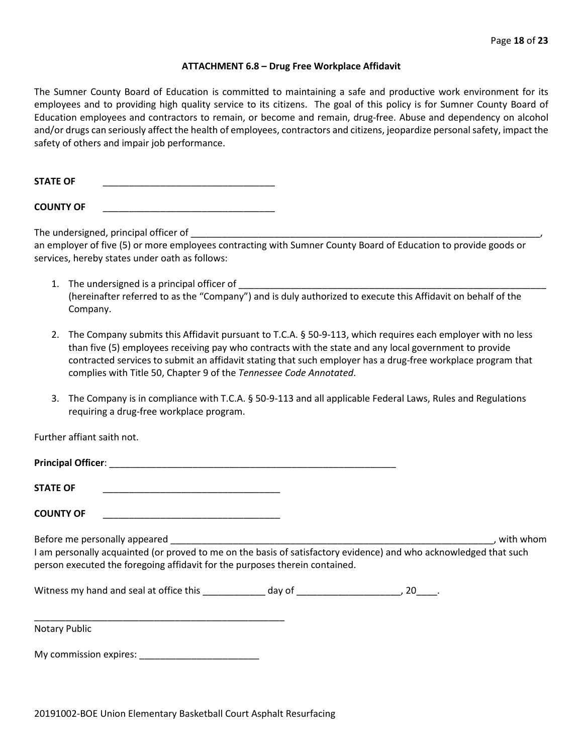### ATTACHMENT 6.8 – Drug Free Workplace Affidavit

The Sumner County Board of Education is committed to maintaining a safe and productive work environment for its employees and to providing high quality service to its citizens. The goal of this policy is for Sumner County Board of Education employees and contractors to remain, or become and remain, drug-free. Abuse and dependency on alcohol and/or drugs can seriously affect the health of employees, contractors and citizens, jeopardize personal safety, impact the safety of others and impair job performance.

**STATE OF** ________________________________

**COUNTY OF** ________________________________

The undersigned, principal officer of ______________________________________________________________________, an employer of five (5) or more employees contracting with Sumner County Board of Education to provide goods or services, hereby states under oath as follows:

1. The undersigned is a principal officer of ____________________________________________________________ (hereinafter referred to as the "Company") and is duly authorized to execute this Affidavit on behalf of the Company.

2. The Company submits this Affidavit pursuant to T.C.A. § 50-9-113, which requires each employer with no less than five (5) employees receiving pay who contracts with the state and any local government to provide contracted services to submit an affidavit stating that such employer has a drug-free workplace program that complies with Title 50, Chapter 9 of the *Tennessee Code Annotated*.

3. The Company is in compliance with T.C.A. § 50-9-113 and all applicable Federal Laws, Rules and Regulations requiring a drug-free workplace program.

Further affiant saith not.

**Principal Officer**: ______________________________________________________

**STATE OF** __________________________________

**COUNTY OF** __________________________________

Before me personally appeared _________________________________________________________________, with whom I am personally acquainted (or proved to me on the basis of satisfactory evidence) and who acknowledged that such person executed the foregoing affidavit for the purposes therein contained.

Witness my hand and seal at office this ____________ day of ____________________, 20____.

__________________________________________________

Notary Public

My commission expires: _______________________

20191002-BOE Union Elementary Basketball Court Asphalt Resurfacing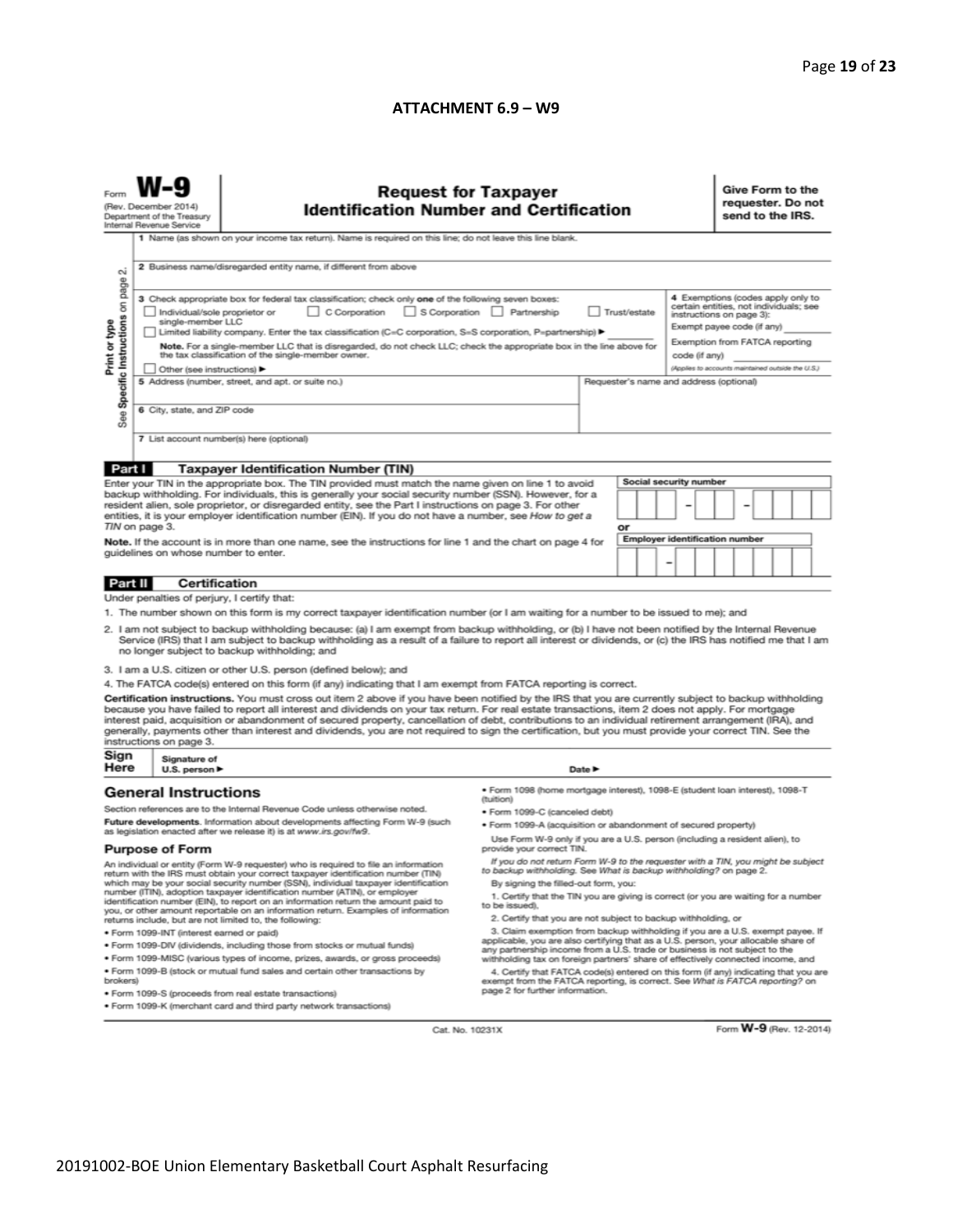**ATTACHMENT 6.9 – W9**

Form **W-9**
(Rev. December 2014)
Department of the Treasury
Internal Revenue Service

# Request for Taxpayer Identification Number and Certification

**Give Form to the requester. Do not send to the IRS.**

Print or type
See **Specific Instructions** on page 2.

1 Name (as shown on your income tax return). Name is required on this line; do not leave this line blank.

2 Business name/disregarded entity name, if different from above

3 Check appropriate box for federal tax classification; check only **one** of the following seven boxes:

☐ Individual/sole proprietor or single-member LLC ☐ C Corporation ☐ S Corporation ☐ Partnership ☐ Trust/estate

☐ Limited liability company. Enter the tax classification (C=C corporation, S=S corporation, P=partnership) ► ________

**Note.** For a single-member LLC that is disregarded, do not check LLC; check the appropriate box in the line above for the tax classification of the single-member owner.

☐ Other (see instructions) ►

4 Exemptions (codes apply only to certain entities, not individuals; see instructions on page 3):

Exempt payee code (if any) ________

Exemption from FATCA reporting code (if any) ________

*(Applies to accounts maintained outside the U.S.)*

5 Address (number, street, and apt. or suite no.)

Requester's name and address (optional)

6 City, state, and ZIP code

7 List account number(s) here (optional)

## Part I Taxpayer Identification Number (TIN)

Enter your TIN in the appropriate box. The TIN provided must match the name given on line 1 to avoid backup withholding. For individuals, this is generally your social security number (SSN). However, for a resident alien, sole proprietor, or disregarded entity, see the Part I instructions on page 3. For other entities, it is your employer identification number (EIN). If you do not have a number, see *How to get a TIN* on page 3.

**Note.** If the account is in more than one name, see the instructions for line 1 and the chart on page 4 for guidelines on whose number to enter.

**Social security number**

☐☐☐ – ☐☐ – ☐☐☐☐

or

**Employer identification number**

☐☐ – ☐☐☐☐☐☐☐

## Part II Certification

Under penalties of perjury, I certify that:

1. The number shown on this form is my correct taxpayer identification number (or I am waiting for a number to be issued to me); and
2. I am not subject to backup withholding because: (a) I am exempt from backup withholding, or (b) I have not been notified by the Internal Revenue Service (IRS) that I am subject to backup withholding as a result of a failure to report all interest or dividends, or (c) the IRS has notified me that I am no longer subject to backup withholding; and
3. I am a U.S. citizen or other U.S. person (defined below); and
4. The FATCA code(s) entered on this form (if any) indicating that I am exempt from FATCA reporting is correct.

**Certification instructions.** You must cross out item 2 above if you have been notified by the IRS that you are currently subject to backup withholding because you have failed to report all interest and dividends on your tax return. For real estate transactions, item 2 does not apply. For mortgage interest paid, acquisition or abandonment of secured property, cancellation of debt, contributions to an individual retirement arrangement (IRA), and generally, payments other than interest and dividends, you are not required to sign the certification, but you must provide your correct TIN. See the instructions on page 3.

**Sign Here** Signature of U.S. person ► Date ►

## General Instructions

Section references are to the Internal Revenue Code unless otherwise noted.

**Future developments.** Information about developments affecting Form W-9 (such as legislation enacted after we release it) is at *www.irs.gov/fw9.*

### Purpose of Form

An individual or entity (Form W-9 requester) who is required to file an information return with the IRS must obtain your correct taxpayer identification number (TIN) which may be your social security number (SSN), individual taxpayer identification number (ITIN), adoption taxpayer identification number (ATIN), or employer identification number (EIN), to report on an information return the amount paid to you, or other amount reportable on an information return. Examples of information returns include, but are not limited to, the following:

- Form 1099-INT (interest earned or paid)
- Form 1099-DIV (dividends, including those from stocks or mutual funds)
- Form 1099-MISC (various types of income, prizes, awards, or gross proceeds)
- Form 1099-B (stock or mutual fund sales and certain other transactions by brokers)
- Form 1099-S (proceeds from real estate transactions)
- Form 1099-K (merchant card and third party network transactions)
- Form 1098 (home mortgage interest), 1098-E (student loan interest), 1098-T (tuition)
- Form 1099-C (canceled debt)
- Form 1099-A (acquisition or abandonment of secured property)

Use Form W-9 only if you are a U.S. person (including a resident alien), to provide your correct TIN.

*If you do not return Form W-9 to the requester with a TIN, you might be subject to backup withholding. See What is backup withholding? on page 2.*

By signing the filled-out form, you:

1. Certify that the TIN you are giving is correct (or you are waiting for a number to be issued),
2. Certify that you are not subject to backup withholding, or
3. Claim exemption from backup withholding if you are a U.S. exempt payee. If applicable, you are also certifying that as a U.S. person, your allocable share of any partnership income from a U.S. trade or business is not subject to the withholding tax on foreign partners' share of effectively connected income, and
4. Certify that FATCA code(s) entered on this form (if any) indicating that you are exempt from the FATCA reporting, is correct. See *What is FATCA reporting?* on page 2 for further information.

Cat. No. 10231X Form **W-9** (Rev. 12-2014)

20191002-BOE Union Elementary Basketball Court Asphalt Resurfacing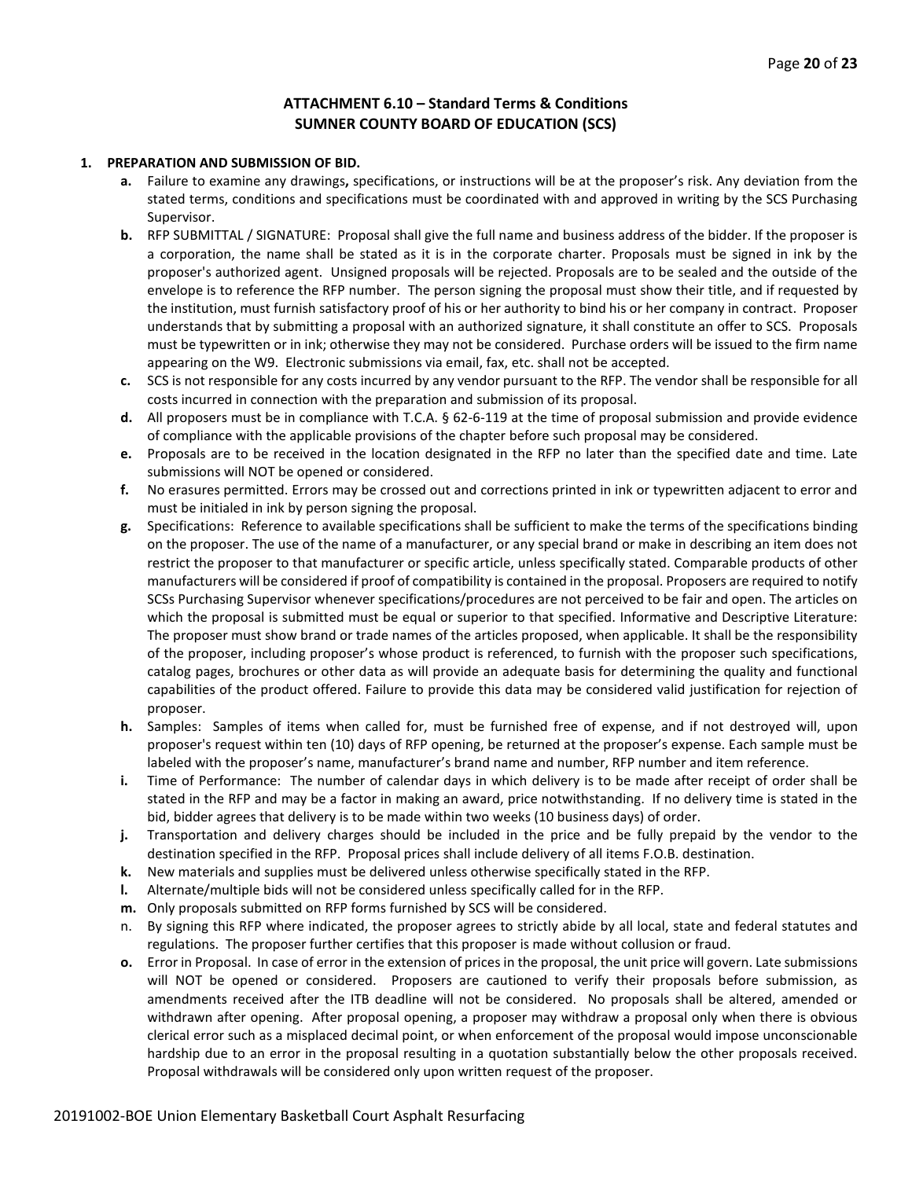## ATTACHMENT 6.10 – Standard Terms & Conditions
## SUMNER COUNTY BOARD OF EDUCATION (SCS)

1. **PREPARATION AND SUBMISSION OF BID.**
   - **a.** Failure to examine any drawings**,** specifications, or instructions will be at the proposer's risk. Any deviation from the stated terms, conditions and specifications must be coordinated with and approved in writing by the SCS Purchasing Supervisor.
   - **b.** RFP SUBMITTAL / SIGNATURE: Proposal shall give the full name and business address of the bidder. If the proposer is a corporation, the name shall be stated as it is in the corporate charter. Proposals must be signed in ink by the proposer's authorized agent. Unsigned proposals will be rejected. Proposals are to be sealed and the outside of the envelope is to reference the RFP number. The person signing the proposal must show their title, and if requested by the institution, must furnish satisfactory proof of his or her authority to bind his or her company in contract. Proposer understands that by submitting a proposal with an authorized signature, it shall constitute an offer to SCS. Proposals must be typewritten or in ink; otherwise they may not be considered. Purchase orders will be issued to the firm name appearing on the W9. Electronic submissions via email, fax, etc. shall not be accepted.
   - **c.** SCS is not responsible for any costs incurred by any vendor pursuant to the RFP. The vendor shall be responsible for all costs incurred in connection with the preparation and submission of its proposal.
   - **d.** All proposers must be in compliance with T.C.A. § 62-6-119 at the time of proposal submission and provide evidence of compliance with the applicable provisions of the chapter before such proposal may be considered.
   - **e.** Proposals are to be received in the location designated in the RFP no later than the specified date and time. Late submissions will NOT be opened or considered.
   - **f.** No erasures permitted. Errors may be crossed out and corrections printed in ink or typewritten adjacent to error and must be initialed in ink by person signing the proposal.
   - **g.** Specifications: Reference to available specifications shall be sufficient to make the terms of the specifications binding on the proposer. The use of the name of a manufacturer, or any special brand or make in describing an item does not restrict the proposer to that manufacturer or specific article, unless specifically stated. Comparable products of other manufacturers will be considered if proof of compatibility is contained in the proposal. Proposers are required to notify SCSs Purchasing Supervisor whenever specifications/procedures are not perceived to be fair and open. The articles on which the proposal is submitted must be equal or superior to that specified. Informative and Descriptive Literature: The proposer must show brand or trade names of the articles proposed, when applicable. It shall be the responsibility of the proposer, including proposer's whose product is referenced, to furnish with the proposer such specifications, catalog pages, brochures or other data as will provide an adequate basis for determining the quality and functional capabilities of the product offered. Failure to provide this data may be considered valid justification for rejection of proposer.
   - **h.** Samples: Samples of items when called for, must be furnished free of expense, and if not destroyed will, upon proposer's request within ten (10) days of RFP opening, be returned at the proposer's expense. Each sample must be labeled with the proposer's name, manufacturer's brand name and number, RFP number and item reference.
   - **i.** Time of Performance: The number of calendar days in which delivery is to be made after receipt of order shall be stated in the RFP and may be a factor in making an award, price notwithstanding. If no delivery time is stated in the bid, bidder agrees that delivery is to be made within two weeks (10 business days) of order.
   - **j.** Transportation and delivery charges should be included in the price and be fully prepaid by the vendor to the destination specified in the RFP. Proposal prices shall include delivery of all items F.O.B. destination.
   - **k.** New materials and supplies must be delivered unless otherwise specifically stated in the RFP.
   - **l.** Alternate/multiple bids will not be considered unless specifically called for in the RFP.
   - **m.** Only proposals submitted on RFP forms furnished by SCS will be considered.
   - n. By signing this RFP where indicated, the proposer agrees to strictly abide by all local, state and federal statutes and regulations. The proposer further certifies that this proposer is made without collusion or fraud.
   - **o.** Error in Proposal. In case of error in the extension of prices in the proposal, the unit price will govern. Late submissions will NOT be opened or considered. Proposers are cautioned to verify their proposals before submission, as amendments received after the ITB deadline will not be considered. No proposals shall be altered, amended or withdrawn after opening. After proposal opening, a proposer may withdraw a proposal only when there is obvious clerical error such as a misplaced decimal point, or when enforcement of the proposal would impose unconscionable hardship due to an error in the proposal resulting in a quotation substantially below the other proposals received. Proposal withdrawals will be considered only upon written request of the proposer.

20191002-BOE Union Elementary Basketball Court Asphalt Resurfacing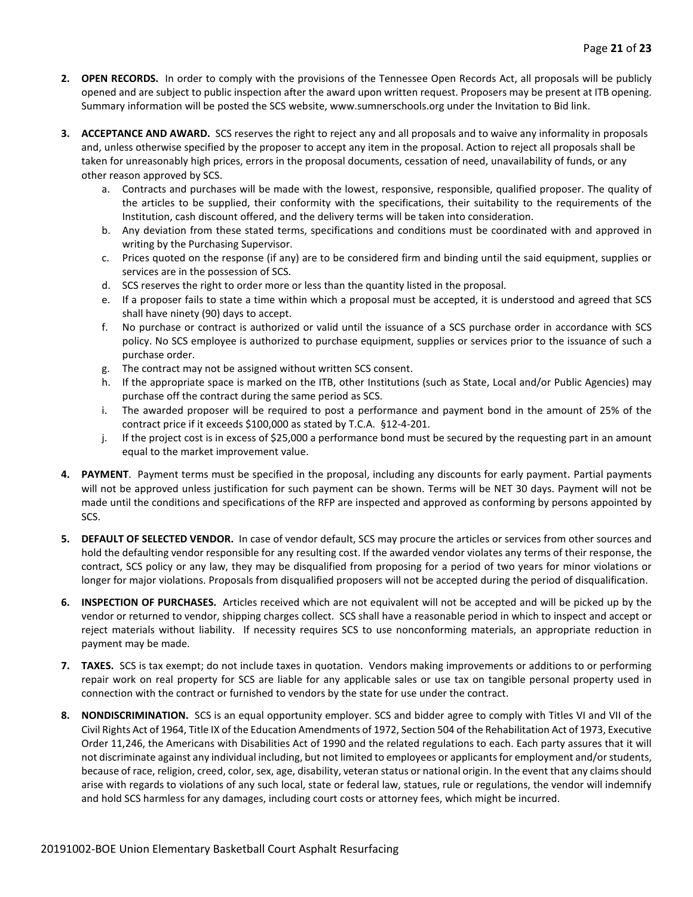2. **OPEN RECORDS.** In order to comply with the provisions of the Tennessee Open Records Act, all proposals will be publicly opened and are subject to public inspection after the award upon written request. Proposers may be present at ITB opening. Summary information will be posted the SCS website, www.sumnerschools.org under the Invitation to Bid link.

3. **ACCEPTANCE AND AWARD.** SCS reserves the right to reject any and all proposals and to waive any informality in proposals and, unless otherwise specified by the proposer to accept any item in the proposal. Action to reject all proposals shall be taken for unreasonably high prices, errors in the proposal documents, cessation of need, unavailability of funds, or any other reason approved by SCS.
   a. Contracts and purchases will be made with the lowest, responsive, responsible, qualified proposer. The quality of the articles to be supplied, their conformity with the specifications, their suitability to the requirements of the Institution, cash discount offered, and the delivery terms will be taken into consideration.
   b. Any deviation from these stated terms, specifications and conditions must be coordinated with and approved in writing by the Purchasing Supervisor.
   c. Prices quoted on the response (if any) are to be considered firm and binding until the said equipment, supplies or services are in the possession of SCS.
   d. SCS reserves the right to order more or less than the quantity listed in the proposal.
   e. If a proposer fails to state a time within which a proposal must be accepted, it is understood and agreed that SCS shall have ninety (90) days to accept.
   f. No purchase or contract is authorized or valid until the issuance of a SCS purchase order in accordance with SCS policy. No SCS employee is authorized to purchase equipment, supplies or services prior to the issuance of such a purchase order.
   g. The contract may not be assigned without written SCS consent.
   h. If the appropriate space is marked on the ITB, other Institutions (such as State, Local and/or Public Agencies) may purchase off the contract during the same period as SCS.
   i. The awarded proposer will be required to post a performance and payment bond in the amount of 25% of the contract price if it exceeds $100,000 as stated by T.C.A. §12-4-201.
   j. If the project cost is in excess of $25,000 a performance bond must be secured by the requesting part in an amount equal to the market improvement value.

4. **PAYMENT**. Payment terms must be specified in the proposal, including any discounts for early payment. Partial payments will not be approved unless justification for such payment can be shown. Terms will be NET 30 days. Payment will not be made until the conditions and specifications of the RFP are inspected and approved as conforming by persons appointed by SCS.

5. **DEFAULT OF SELECTED VENDOR.** In case of vendor default, SCS may procure the articles or services from other sources and hold the defaulting vendor responsible for any resulting cost. If the awarded vendor violates any terms of their response, the contract, SCS policy or any law, they may be disqualified from proposing for a period of two years for minor violations or longer for major violations. Proposals from disqualified proposers will not be accepted during the period of disqualification.

6. **INSPECTION OF PURCHASES.** Articles received which are not equivalent will not be accepted and will be picked up by the vendor or returned to vendor, shipping charges collect. SCS shall have a reasonable period in which to inspect and accept or reject materials without liability. If necessity requires SCS to use nonconforming materials, an appropriate reduction in payment may be made.

7. **TAXES.** SCS is tax exempt; do not include taxes in quotation. Vendors making improvements or additions to or performing repair work on real property for SCS are liable for any applicable sales or use tax on tangible personal property used in connection with the contract or furnished to vendors by the state for use under the contract.

8. **NONDISCRIMINATION.** SCS is an equal opportunity employer. SCS and bidder agree to comply with Titles VI and VII of the Civil Rights Act of 1964, Title IX of the Education Amendments of 1972, Section 504 of the Rehabilitation Act of 1973, Executive Order 11,246, the Americans with Disabilities Act of 1990 and the related regulations to each. Each party assures that it will not discriminate against any individual including, but not limited to employees or applicants for employment and/or students, because of race, religion, creed, color, sex, age, disability, veteran status or national origin. In the event that any claims should arise with regards to violations of any such local, state or federal law, statues, rule or regulations, the vendor will indemnify and hold SCS harmless for any damages, including court costs or attorney fees, which might be incurred.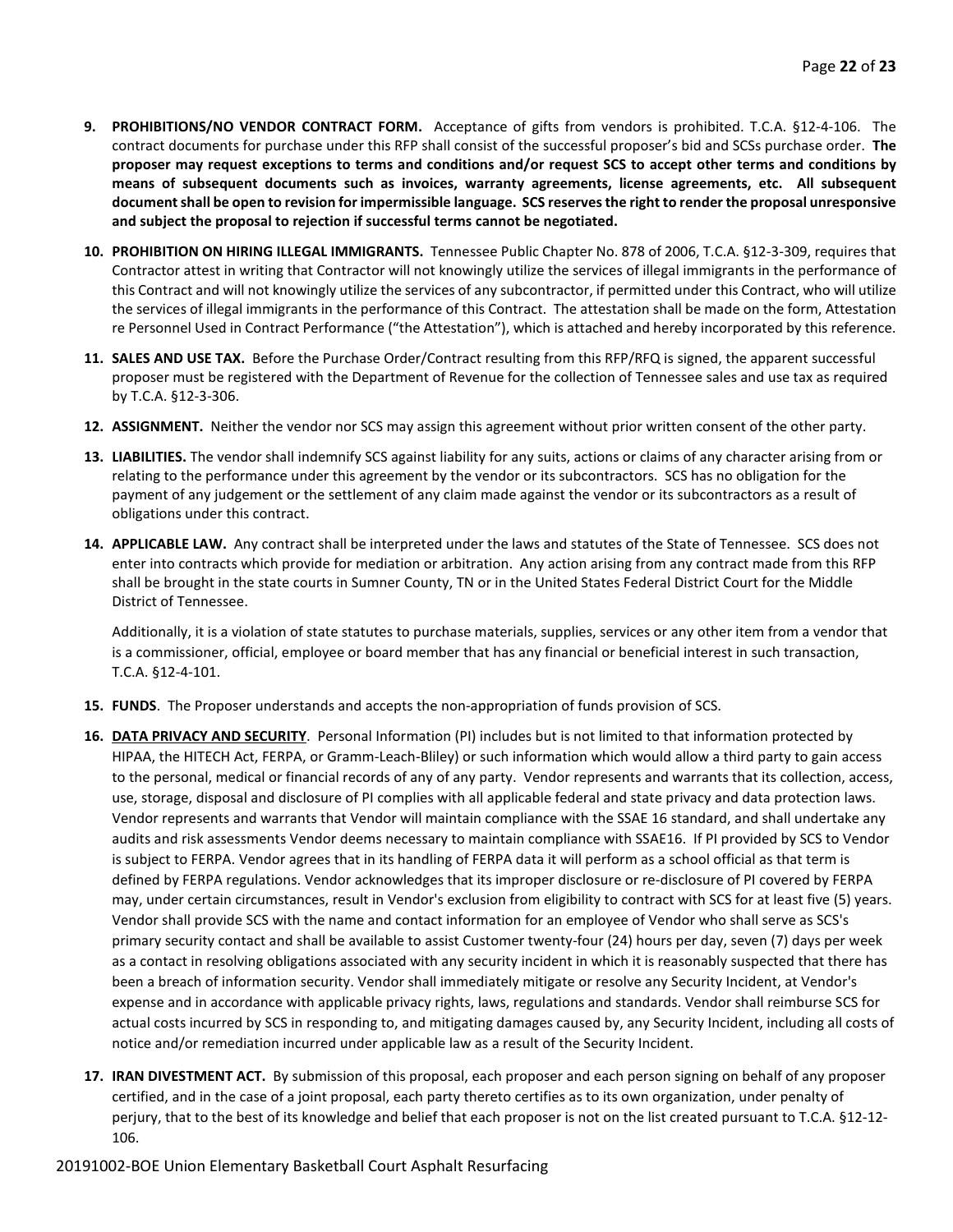9. **PROHIBITIONS/NO VENDOR CONTRACT FORM.** Acceptance of gifts from vendors is prohibited. T.C.A. §12-4-106. The contract documents for purchase under this RFP shall consist of the successful proposer's bid and SCSs purchase order. **The proposer may request exceptions to terms and conditions and/or request SCS to accept other terms and conditions by means of subsequent documents such as invoices, warranty agreements, license agreements, etc. All subsequent document shall be open to revision for impermissible language. SCS reserves the right to render the proposal unresponsive and subject the proposal to rejection if successful terms cannot be negotiated.**

10. **PROHIBITION ON HIRING ILLEGAL IMMIGRANTS.** Tennessee Public Chapter No. 878 of 2006, T.C.A. §12-3-309, requires that Contractor attest in writing that Contractor will not knowingly utilize the services of illegal immigrants in the performance of this Contract and will not knowingly utilize the services of any subcontractor, if permitted under this Contract, who will utilize the services of illegal immigrants in the performance of this Contract. The attestation shall be made on the form, Attestation re Personnel Used in Contract Performance ("the Attestation"), which is attached and hereby incorporated by this reference.

11. **SALES AND USE TAX.** Before the Purchase Order/Contract resulting from this RFP/RFQ is signed, the apparent successful proposer must be registered with the Department of Revenue for the collection of Tennessee sales and use tax as required by T.C.A. §12-3-306.

12. **ASSIGNMENT.** Neither the vendor nor SCS may assign this agreement without prior written consent of the other party.

13. **LIABILITIES.** The vendor shall indemnify SCS against liability for any suits, actions or claims of any character arising from or relating to the performance under this agreement by the vendor or its subcontractors. SCS has no obligation for the payment of any judgement or the settlement of any claim made against the vendor or its subcontractors as a result of obligations under this contract.

14. **APPLICABLE LAW.** Any contract shall be interpreted under the laws and statutes of the State of Tennessee. SCS does not enter into contracts which provide for mediation or arbitration. Any action arising from any contract made from this RFP shall be brought in the state courts in Sumner County, TN or in the United States Federal District Court for the Middle District of Tennessee.

    Additionally, it is a violation of state statutes to purchase materials, supplies, services or any other item from a vendor that is a commissioner, official, employee or board member that has any financial or beneficial interest in such transaction, T.C.A. §12-4-101.

15. **FUNDS**. The Proposer understands and accepts the non-appropriation of funds provision of SCS.

16. **DATA PRIVACY AND SECURITY**. Personal Information (PI) includes but is not limited to that information protected by HIPAA, the HITECH Act, FERPA, or Gramm-Leach-Bliley) or such information which would allow a third party to gain access to the personal, medical or financial records of any of any party. Vendor represents and warrants that its collection, access, use, storage, disposal and disclosure of PI complies with all applicable federal and state privacy and data protection laws. Vendor represents and warrants that Vendor will maintain compliance with the SSAE 16 standard, and shall undertake any audits and risk assessments Vendor deems necessary to maintain compliance with SSAE16. If PI provided by SCS to Vendor is subject to FERPA. Vendor agrees that in its handling of FERPA data it will perform as a school official as that term is defined by FERPA regulations. Vendor acknowledges that its improper disclosure or re-disclosure of PI covered by FERPA may, under certain circumstances, result in Vendor's exclusion from eligibility to contract with SCS for at least five (5) years. Vendor shall provide SCS with the name and contact information for an employee of Vendor who shall serve as SCS's primary security contact and shall be available to assist Customer twenty-four (24) hours per day, seven (7) days per week as a contact in resolving obligations associated with any security incident in which it is reasonably suspected that there has been a breach of information security. Vendor shall immediately mitigate or resolve any Security Incident, at Vendor's expense and in accordance with applicable privacy rights, laws, regulations and standards. Vendor shall reimburse SCS for actual costs incurred by SCS in responding to, and mitigating damages caused by, any Security Incident, including all costs of notice and/or remediation incurred under applicable law as a result of the Security Incident.

17. **IRAN DIVESTMENT ACT.** By submission of this proposal, each proposer and each person signing on behalf of any proposer certified, and in the case of a joint proposal, each party thereto certifies as to its own organization, under penalty of perjury, that to the best of its knowledge and belief that each proposer is not on the list created pursuant to T.C.A. §12-12-106.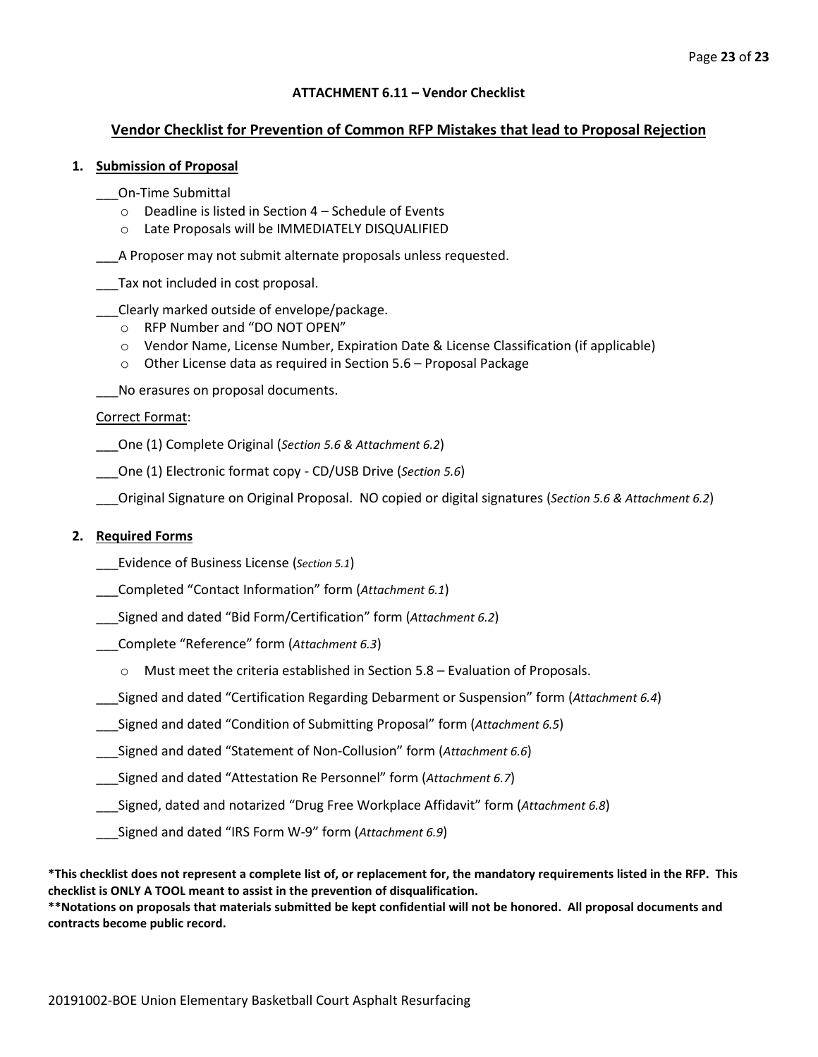**ATTACHMENT 6.11 – Vendor Checklist**

## Vendor Checklist for Prevention of Common RFP Mistakes that lead to Proposal Rejection

1. **Submission of Proposal**

___On-Time Submittal
- Deadline is listed in Section 4 – Schedule of Events
- Late Proposals will be IMMEDIATELY DISQUALIFIED

___A Proposer may not submit alternate proposals unless requested.

___Tax not included in cost proposal.

___Clearly marked outside of envelope/package.
- RFP Number and "DO NOT OPEN"
- Vendor Name, License Number, Expiration Date & License Classification (if applicable)
- Other License data as required in Section 5.6 – Proposal Package

___No erasures on proposal documents.

Correct Format:

___One (1) Complete Original (*Section 5.6 & Attachment 6.2*)

___One (1) Electronic format copy - CD/USB Drive (*Section 5.6*)

___Original Signature on Original Proposal. NO copied or digital signatures (*Section 5.6 & Attachment 6.2*)

2. **Required Forms**

___Evidence of Business License (*Section 5.1*)

___Completed "Contact Information" form (*Attachment 6.1*)

___Signed and dated "Bid Form/Certification" form (*Attachment 6.2*)

___Complete "Reference" form (*Attachment 6.3*)
- Must meet the criteria established in Section 5.8 – Evaluation of Proposals.

___Signed and dated "Certification Regarding Debarment or Suspension" form (*Attachment 6.4*)

___Signed and dated "Condition of Submitting Proposal" form (*Attachment 6.5*)

___Signed and dated "Statement of Non-Collusion" form (*Attachment 6.6*)

___Signed and dated "Attestation Re Personnel" form (*Attachment 6.7*)

___Signed, dated and notarized "Drug Free Workplace Affidavit" form (*Attachment 6.8*)

___Signed and dated "IRS Form W-9" form (*Attachment 6.9*)

**\*This checklist does not represent a complete list of, or replacement for, the mandatory requirements listed in the RFP. This checklist is ONLY A TOOL meant to assist in the prevention of disqualification.**
**\*\*Notations on proposals that materials submitted be kept confidential will not be honored. All proposal documents and contracts become public record.**

20191002-BOE Union Elementary Basketball Court Asphalt Resurfacing